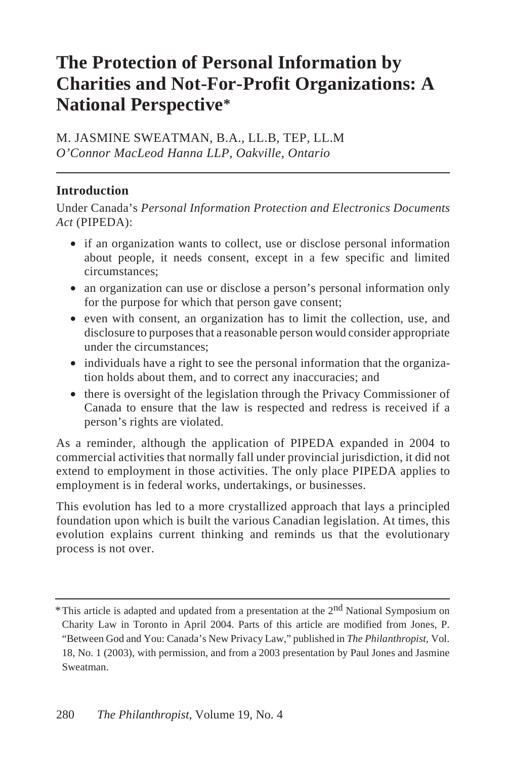# The Protection of Personal Information by Charities and Not-For-Profit Organizations: A National Perspective*

M. JASMINE SWEATMAN, B.A., LL.B, TEP, LL.M
*O'Connor MacLeod Hanna LLP, Oakville, Ontario*

## Introduction

Under Canada's *Personal Information Protection and Electronics Documents Act* (PIPEDA):

- if an organization wants to collect, use or disclose personal information about people, it needs consent, except in a few specific and limited circumstances;
- an organization can use or disclose a person's personal information only for the purpose for which that person gave consent;
- even with consent, an organization has to limit the collection, use, and disclosure to purposes that a reasonable person would consider appropriate under the circumstances;
- individuals have a right to see the personal information that the organization holds about them, and to correct any inaccuracies; and
- there is oversight of the legislation through the Privacy Commissioner of Canada to ensure that the law is respected and redress is received if a person's rights are violated.

As a reminder, although the application of PIPEDA expanded in 2004 to commercial activities that normally fall under provincial jurisdiction, it did not extend to employment in those activities. The only place PIPEDA applies to employment is in federal works, undertakings, or businesses.

This evolution has led to a more crystallized approach that lays a principled foundation upon which is built the various Canadian legislation. At times, this evolution explains current thinking and reminds us that the evolutionary process is not over.

---

*This article is adapted and updated from a presentation at the 2nd National Symposium on Charity Law in Toronto in April 2004. Parts of this article are modified from Jones, P. "Between God and You: Canada's New Privacy Law," published in *The Philanthropist,* Vol. 18, No. 1 (2003), with permission, and from a 2003 presentation by Paul Jones and Jasmine Sweatman.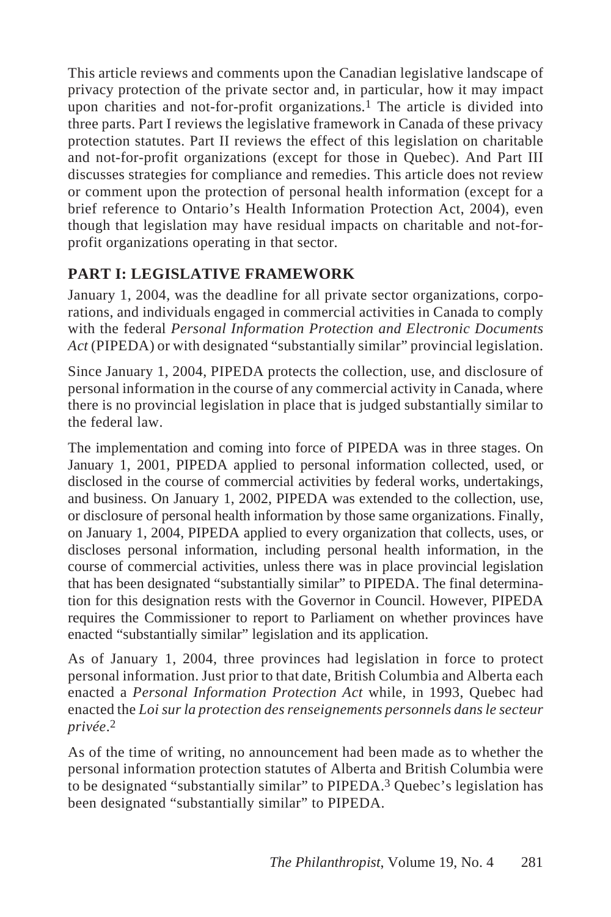This article reviews and comments upon the Canadian legislative landscape of privacy protection of the private sector and, in particular, how it may impact upon charities and not-for-profit organizations.[1] The article is divided into three parts. Part I reviews the legislative framework in Canada of these privacy protection statutes. Part II reviews the effect of this legislation on charitable and not-for-profit organizations (except for those in Quebec). And Part III discusses strategies for compliance and remedies. This article does not review or comment upon the protection of personal health information (except for a brief reference to Ontario's Health Information Protection Act, 2004), even though that legislation may have residual impacts on charitable and not-for-profit organizations operating in that sector.

## PART I: LEGISLATIVE FRAMEWORK

January 1, 2004, was the deadline for all private sector organizations, corporations, and individuals engaged in commercial activities in Canada to comply with the federal *Personal Information Protection and Electronic Documents Act* (PIPEDA) or with designated "substantially similar" provincial legislation.

Since January 1, 2004, PIPEDA protects the collection, use, and disclosure of personal information in the course of any commercial activity in Canada, where there is no provincial legislation in place that is judged substantially similar to the federal law.

The implementation and coming into force of PIPEDA was in three stages. On January 1, 2001, PIPEDA applied to personal information collected, used, or disclosed in the course of commercial activities by federal works, undertakings, and business. On January 1, 2002, PIPEDA was extended to the collection, use, or disclosure of personal health information by those same organizations. Finally, on January 1, 2004, PIPEDA applied to every organization that collects, uses, or discloses personal information, including personal health information, in the course of commercial activities, unless there was in place provincial legislation that has been designated "substantially similar" to PIPEDA. The final determination for this designation rests with the Governor in Council. However, PIPEDA requires the Commissioner to report to Parliament on whether provinces have enacted "substantially similar" legislation and its application.

As of January 1, 2004, three provinces had legislation in force to protect personal information. Just prior to that date, British Columbia and Alberta each enacted a *Personal Information Protection Act* while, in 1993, Quebec had enacted the *Loi sur la protection des renseignements personnels dans le secteur privée*.[2]

As of the time of writing, no announcement had been made as to whether the personal information protection statutes of Alberta and British Columbia were to be designated "substantially similar" to PIPEDA.[3] Quebec's legislation has been designated "substantially similar" to PIPEDA.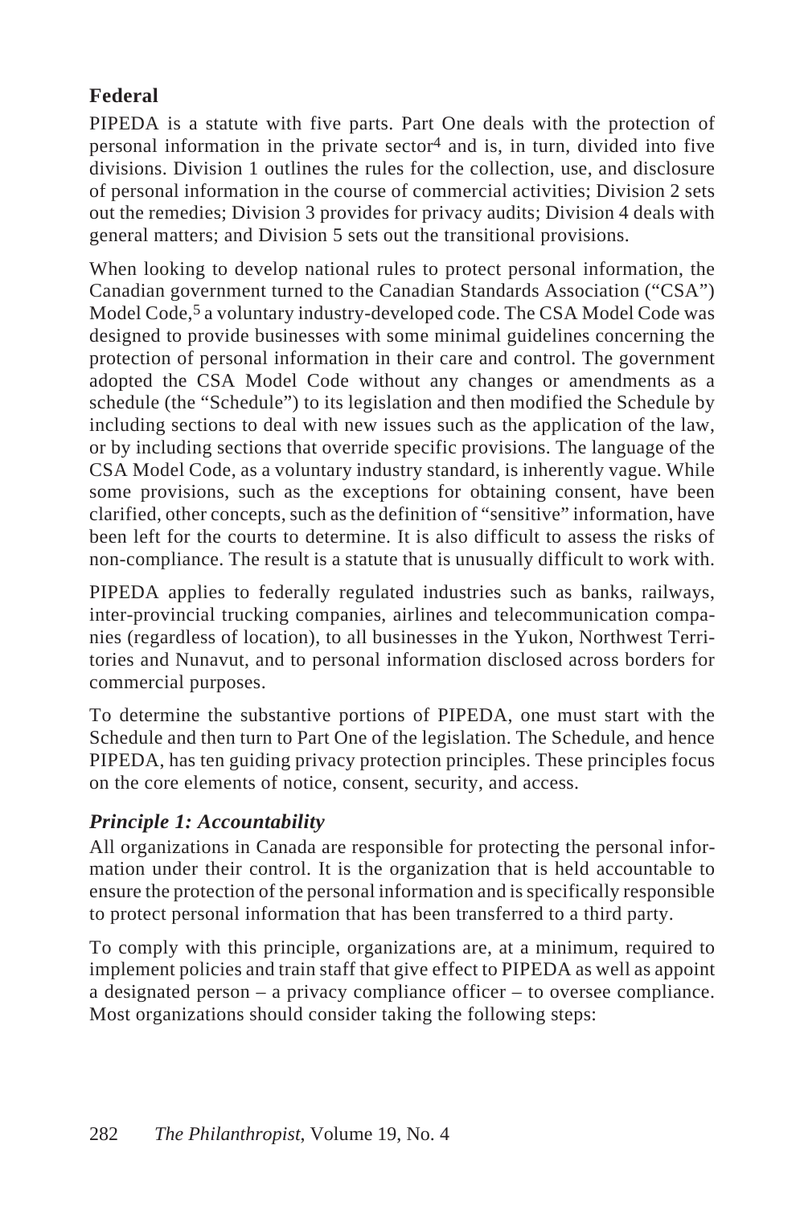## Federal

PIPEDA is a statute with five parts. Part One deals with the protection of personal information in the private sector[4] and is, in turn, divided into five divisions. Division 1 outlines the rules for the collection, use, and disclosure of personal information in the course of commercial activities; Division 2 sets out the remedies; Division 3 provides for privacy audits; Division 4 deals with general matters; and Division 5 sets out the transitional provisions.

When looking to develop national rules to protect personal information, the Canadian government turned to the Canadian Standards Association ("CSA") Model Code,[5] a voluntary industry-developed code. The CSA Model Code was designed to provide businesses with some minimal guidelines concerning the protection of personal information in their care and control. The government adopted the CSA Model Code without any changes or amendments as a schedule (the "Schedule") to its legislation and then modified the Schedule by including sections to deal with new issues such as the application of the law, or by including sections that override specific provisions. The language of the CSA Model Code, as a voluntary industry standard, is inherently vague. While some provisions, such as the exceptions for obtaining consent, have been clarified, other concepts, such as the definition of "sensitive" information, have been left for the courts to determine. It is also difficult to assess the risks of non-compliance. The result is a statute that is unusually difficult to work with.

PIPEDA applies to federally regulated industries such as banks, railways, inter-provincial trucking companies, airlines and telecommunication companies (regardless of location), to all businesses in the Yukon, Northwest Territories and Nunavut, and to personal information disclosed across borders for commercial purposes.

To determine the substantive portions of PIPEDA, one must start with the Schedule and then turn to Part One of the legislation. The Schedule, and hence PIPEDA, has ten guiding privacy protection principles. These principles focus on the core elements of notice, consent, security, and access.

### *Principle 1: Accountability*

All organizations in Canada are responsible for protecting the personal information under their control. It is the organization that is held accountable to ensure the protection of the personal information and is specifically responsible to protect personal information that has been transferred to a third party.

To comply with this principle, organizations are, at a minimum, required to implement policies and train staff that give effect to PIPEDA as well as appoint a designated person – a privacy compliance officer – to oversee compliance. Most organizations should consider taking the following steps: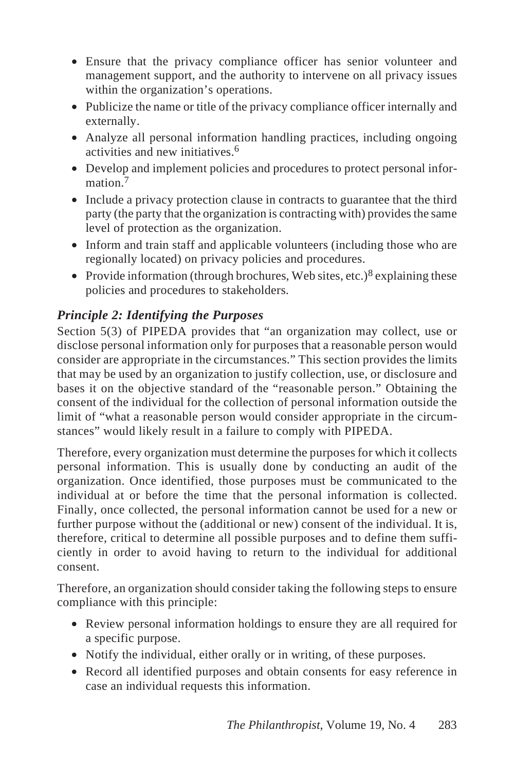- Ensure that the privacy compliance officer has senior volunteer and management support, and the authority to intervene on all privacy issues within the organization's operations.
- Publicize the name or title of the privacy compliance officer internally and externally.
- Analyze all personal information handling practices, including ongoing activities and new initiatives.[6]
- Develop and implement policies and procedures to protect personal information.[7]
- Include a privacy protection clause in contracts to guarantee that the third party (the party that the organization is contracting with) provides the same level of protection as the organization.
- Inform and train staff and applicable volunteers (including those who are regionally located) on privacy policies and procedures.
- Provide information (through brochures, Web sites, etc.)[8] explaining these policies and procedures to stakeholders.

### *Principle 2: Identifying the Purposes*

Section 5(3) of PIPEDA provides that "an organization may collect, use or disclose personal information only for purposes that a reasonable person would consider are appropriate in the circumstances." This section provides the limits that may be used by an organization to justify collection, use, or disclosure and bases it on the objective standard of the "reasonable person." Obtaining the consent of the individual for the collection of personal information outside the limit of "what a reasonable person would consider appropriate in the circumstances" would likely result in a failure to comply with PIPEDA.

Therefore, every organization must determine the purposes for which it collects personal information. This is usually done by conducting an audit of the organization. Once identified, those purposes must be communicated to the individual at or before the time that the personal information is collected. Finally, once collected, the personal information cannot be used for a new or further purpose without the (additional or new) consent of the individual. It is, therefore, critical to determine all possible purposes and to define them sufficiently in order to avoid having to return to the individual for additional consent.

Therefore, an organization should consider taking the following steps to ensure compliance with this principle:

- Review personal information holdings to ensure they are all required for a specific purpose.
- Notify the individual, either orally or in writing, of these purposes.
- Record all identified purposes and obtain consents for easy reference in case an individual requests this information.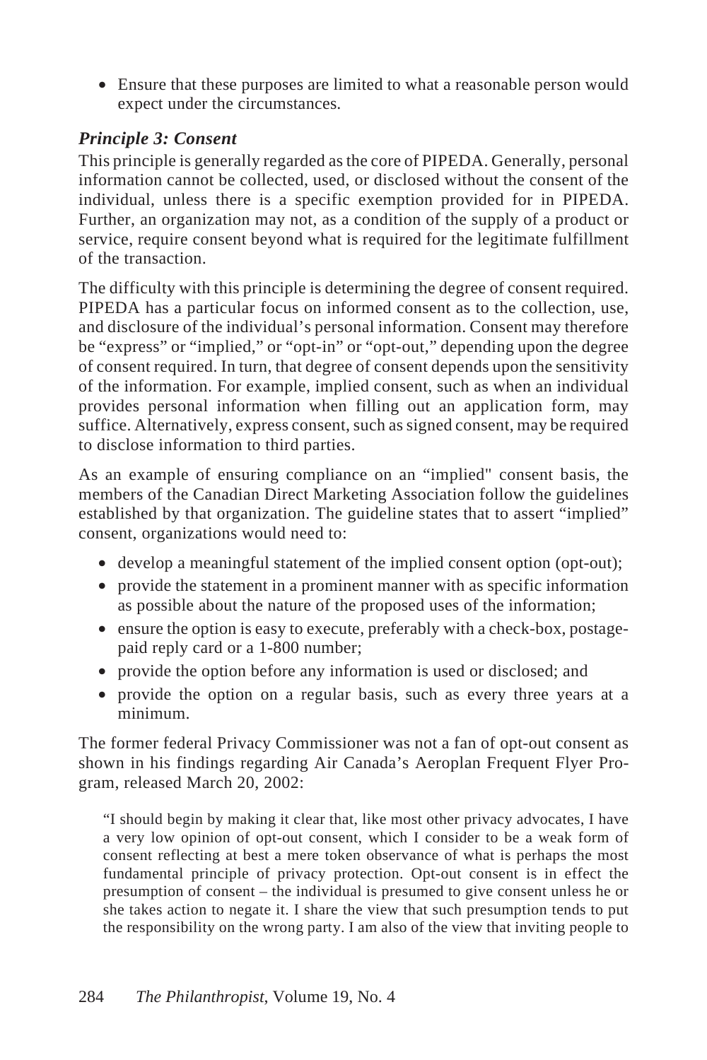- Ensure that these purposes are limited to what a reasonable person would expect under the circumstances.

### *Principle 3: Consent*

This principle is generally regarded as the core of PIPEDA. Generally, personal information cannot be collected, used, or disclosed without the consent of the individual, unless there is a specific exemption provided for in PIPEDA. Further, an organization may not, as a condition of the supply of a product or service, require consent beyond what is required for the legitimate fulfillment of the transaction.

The difficulty with this principle is determining the degree of consent required. PIPEDA has a particular focus on informed consent as to the collection, use, and disclosure of the individual's personal information. Consent may therefore be "express" or "implied," or "opt-in" or "opt-out," depending upon the degree of consent required. In turn, that degree of consent depends upon the sensitivity of the information. For example, implied consent, such as when an individual provides personal information when filling out an application form, may suffice. Alternatively, express consent, such as signed consent, may be required to disclose information to third parties.

As an example of ensuring compliance on an "implied" consent basis, the members of the Canadian Direct Marketing Association follow the guidelines established by that organization. The guideline states that to assert "implied" consent, organizations would need to:

- develop a meaningful statement of the implied consent option (opt-out);
- provide the statement in a prominent manner with as specific information as possible about the nature of the proposed uses of the information;
- ensure the option is easy to execute, preferably with a check-box, postage-paid reply card or a 1-800 number;
- provide the option before any information is used or disclosed; and
- provide the option on a regular basis, such as every three years at a minimum.

The former federal Privacy Commissioner was not a fan of opt-out consent as shown in his findings regarding Air Canada's Aeroplan Frequent Flyer Program, released March 20, 2002:

> "I should begin by making it clear that, like most other privacy advocates, I have a very low opinion of opt-out consent, which I consider to be a weak form of consent reflecting at best a mere token observance of what is perhaps the most fundamental principle of privacy protection. Opt-out consent is in effect the presumption of consent – the individual is presumed to give consent unless he or she takes action to negate it. I share the view that such presumption tends to put the responsibility on the wrong party. I am also of the view that inviting people to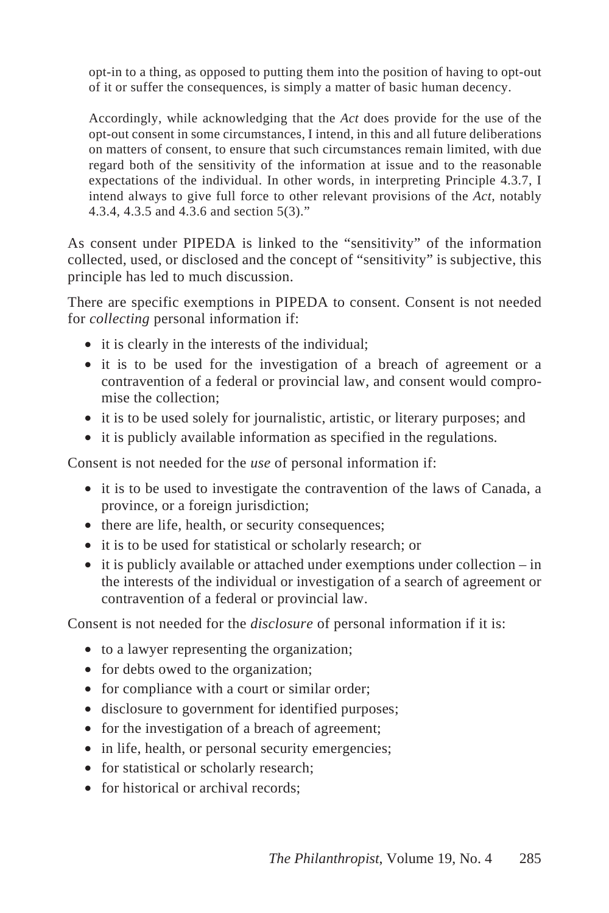> opt-in to a thing, as opposed to putting them into the position of having to opt-out of it or suffer the consequences, is simply a matter of basic human decency.
>
> Accordingly, while acknowledging that the *Act* does provide for the use of the opt-out consent in some circumstances, I intend, in this and all future deliberations on matters of consent, to ensure that such circumstances remain limited, with due regard both of the sensitivity of the information at issue and to the reasonable expectations of the individual. In other words, in interpreting Principle 4.3.7, I intend always to give full force to other relevant provisions of the *Act*, notably 4.3.4, 4.3.5 and 4.3.6 and section 5(3)."

As consent under PIPEDA is linked to the "sensitivity" of the information collected, used, or disclosed and the concept of "sensitivity" is subjective, this principle has led to much discussion.

There are specific exemptions in PIPEDA to consent. Consent is not needed for *collecting* personal information if:

- it is clearly in the interests of the individual;
- it is to be used for the investigation of a breach of agreement or a contravention of a federal or provincial law, and consent would compromise the collection;
- it is to be used solely for journalistic, artistic, or literary purposes; and
- it is publicly available information as specified in the regulations.

Consent is not needed for the *use* of personal information if:

- it is to be used to investigate the contravention of the laws of Canada, a province, or a foreign jurisdiction;
- there are life, health, or security consequences;
- it is to be used for statistical or scholarly research; or
- it is publicly available or attached under exemptions under collection – in the interests of the individual or investigation of a search of agreement or contravention of a federal or provincial law.

Consent is not needed for the *disclosure* of personal information if it is:

- to a lawyer representing the organization;
- for debts owed to the organization;
- for compliance with a court or similar order;
- disclosure to government for identified purposes;
- for the investigation of a breach of agreement;
- in life, health, or personal security emergencies;
- for statistical or scholarly research;
- for historical or archival records;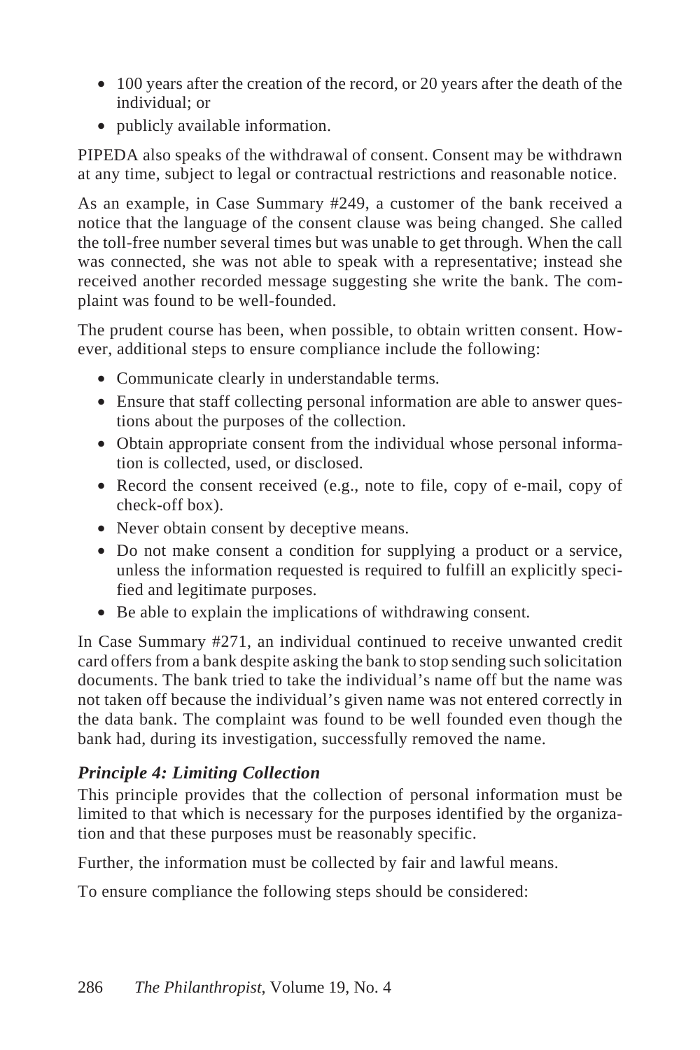- 100 years after the creation of the record, or 20 years after the death of the individual; or
- publicly available information.

PIPEDA also speaks of the withdrawal of consent. Consent may be withdrawn at any time, subject to legal or contractual restrictions and reasonable notice.

As an example, in Case Summary #249, a customer of the bank received a notice that the language of the consent clause was being changed. She called the toll-free number several times but was unable to get through. When the call was connected, she was not able to speak with a representative; instead she received another recorded message suggesting she write the bank. The complaint was found to be well-founded.

The prudent course has been, when possible, to obtain written consent. However, additional steps to ensure compliance include the following:

- Communicate clearly in understandable terms.
- Ensure that staff collecting personal information are able to answer questions about the purposes of the collection.
- Obtain appropriate consent from the individual whose personal information is collected, used, or disclosed.
- Record the consent received (e.g., note to file, copy of e-mail, copy of check-off box).
- Never obtain consent by deceptive means.
- Do not make consent a condition for supplying a product or a service, unless the information requested is required to fulfill an explicitly specified and legitimate purposes.
- Be able to explain the implications of withdrawing consent.

In Case Summary #271, an individual continued to receive unwanted credit card offers from a bank despite asking the bank to stop sending such solicitation documents. The bank tried to take the individual's name off but the name was not taken off because the individual's given name was not entered correctly in the data bank. The complaint was found to be well founded even though the bank had, during its investigation, successfully removed the name.

### *Principle 4: Limiting Collection*

This principle provides that the collection of personal information must be limited to that which is necessary for the purposes identified by the organization and that these purposes must be reasonably specific.

Further, the information must be collected by fair and lawful means.

To ensure compliance the following steps should be considered: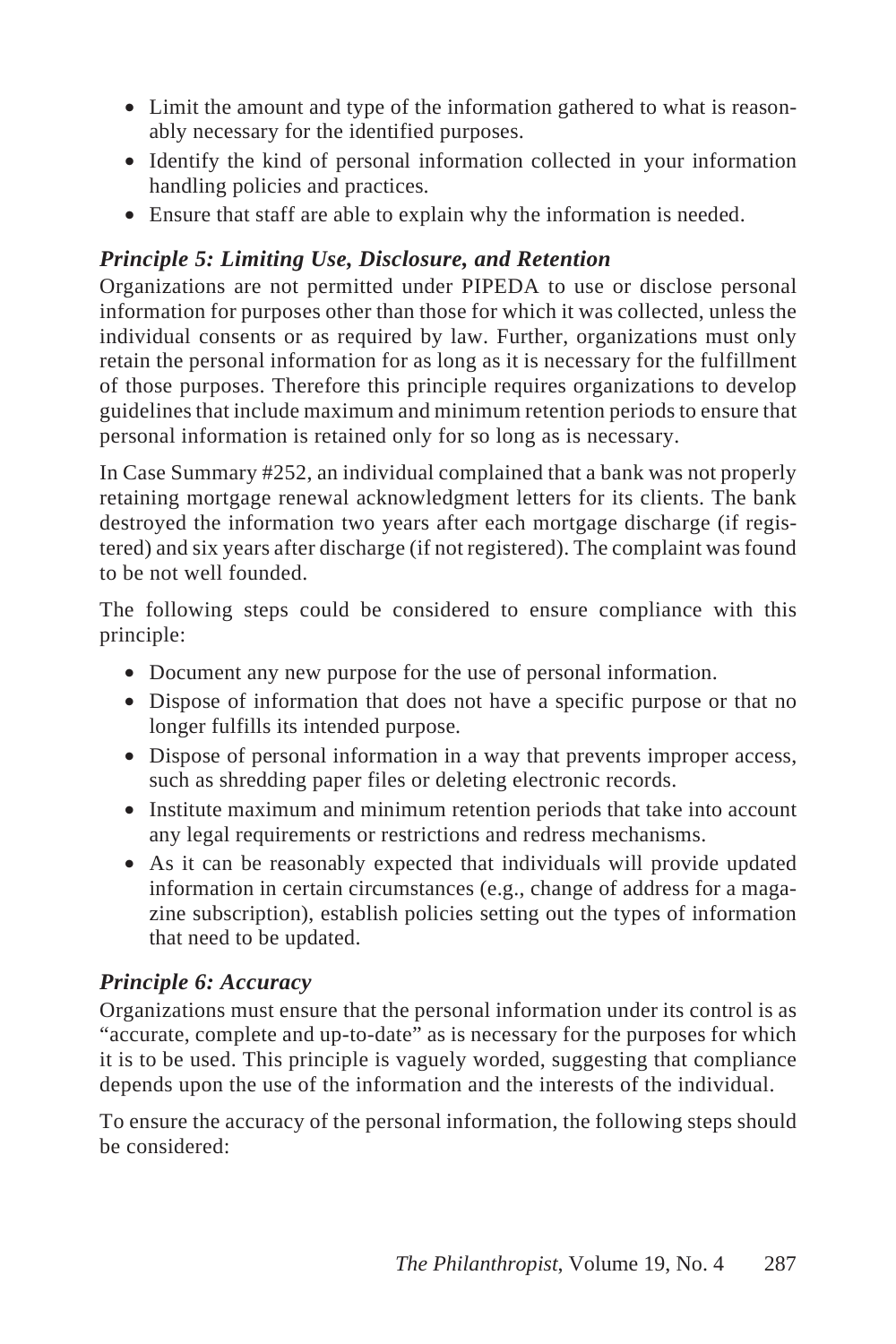- Limit the amount and type of the information gathered to what is reasonably necessary for the identified purposes.
- Identify the kind of personal information collected in your information handling policies and practices.
- Ensure that staff are able to explain why the information is needed.

### *Principle 5: Limiting Use, Disclosure, and Retention*

Organizations are not permitted under PIPEDA to use or disclose personal information for purposes other than those for which it was collected, unless the individual consents or as required by law. Further, organizations must only retain the personal information for as long as it is necessary for the fulfillment of those purposes. Therefore this principle requires organizations to develop guidelines that include maximum and minimum retention periods to ensure that personal information is retained only for so long as is necessary.

In Case Summary #252, an individual complained that a bank was not properly retaining mortgage renewal acknowledgment letters for its clients. The bank destroyed the information two years after each mortgage discharge (if registered) and six years after discharge (if not registered). The complaint was found to be not well founded.

The following steps could be considered to ensure compliance with this principle:

- Document any new purpose for the use of personal information.
- Dispose of information that does not have a specific purpose or that no longer fulfills its intended purpose.
- Dispose of personal information in a way that prevents improper access, such as shredding paper files or deleting electronic records.
- Institute maximum and minimum retention periods that take into account any legal requirements or restrictions and redress mechanisms.
- As it can be reasonably expected that individuals will provide updated information in certain circumstances (e.g., change of address for a magazine subscription), establish policies setting out the types of information that need to be updated.

### *Principle 6: Accuracy*

Organizations must ensure that the personal information under its control is as "accurate, complete and up-to-date" as is necessary for the purposes for which it is to be used. This principle is vaguely worded, suggesting that compliance depends upon the use of the information and the interests of the individual.

To ensure the accuracy of the personal information, the following steps should be considered: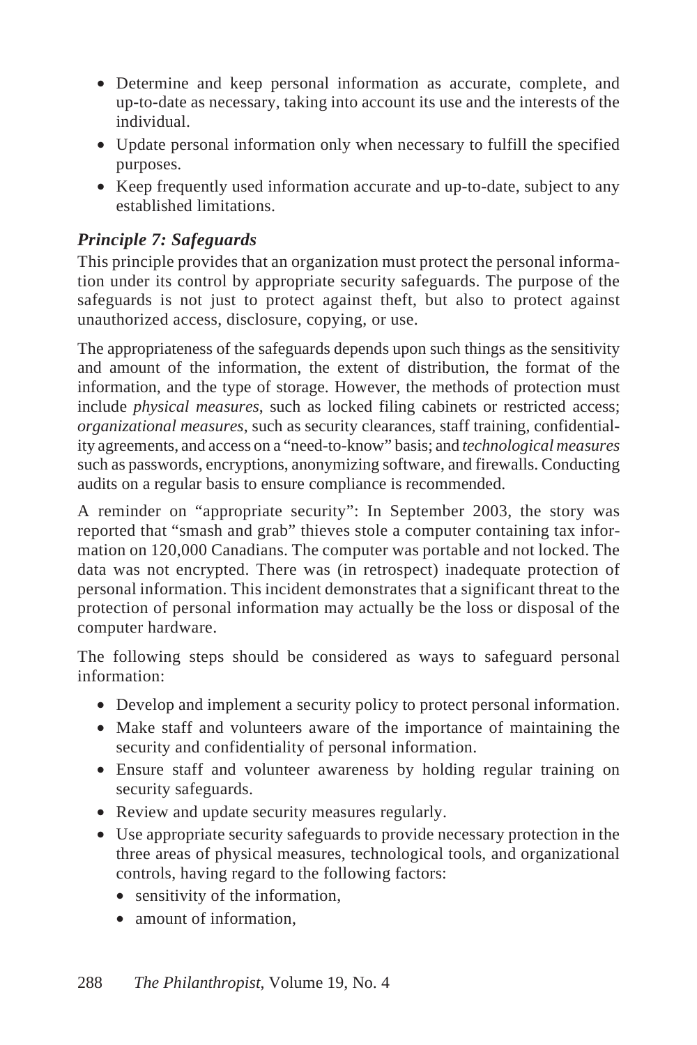- Determine and keep personal information as accurate, complete, and up-to-date as necessary, taking into account its use and the interests of the individual.
- Update personal information only when necessary to fulfill the specified purposes.
- Keep frequently used information accurate and up-to-date, subject to any established limitations.

### *Principle 7: Safeguards*

This principle provides that an organization must protect the personal information under its control by appropriate security safeguards. The purpose of the safeguards is not just to protect against theft, but also to protect against unauthorized access, disclosure, copying, or use.

The appropriateness of the safeguards depends upon such things as the sensitivity and amount of the information, the extent of distribution, the format of the information, and the type of storage. However, the methods of protection must include *physical measures*, such as locked filing cabinets or restricted access; *organizational measures*, such as security clearances, staff training, confidentiality agreements, and access on a "need-to-know" basis; and *technological measures* such as passwords, encryptions, anonymizing software, and firewalls. Conducting audits on a regular basis to ensure compliance is recommended.

A reminder on "appropriate security": In September 2003, the story was reported that "smash and grab" thieves stole a computer containing tax information on 120,000 Canadians. The computer was portable and not locked. The data was not encrypted. There was (in retrospect) inadequate protection of personal information. This incident demonstrates that a significant threat to the protection of personal information may actually be the loss or disposal of the computer hardware.

The following steps should be considered as ways to safeguard personal information:

- Develop and implement a security policy to protect personal information.
- Make staff and volunteers aware of the importance of maintaining the security and confidentiality of personal information.
- Ensure staff and volunteer awareness by holding regular training on security safeguards.
- Review and update security measures regularly.
- Use appropriate security safeguards to provide necessary protection in the three areas of physical measures, technological tools, and organizational controls, having regard to the following factors:
  - sensitivity of the information,
  - amount of information,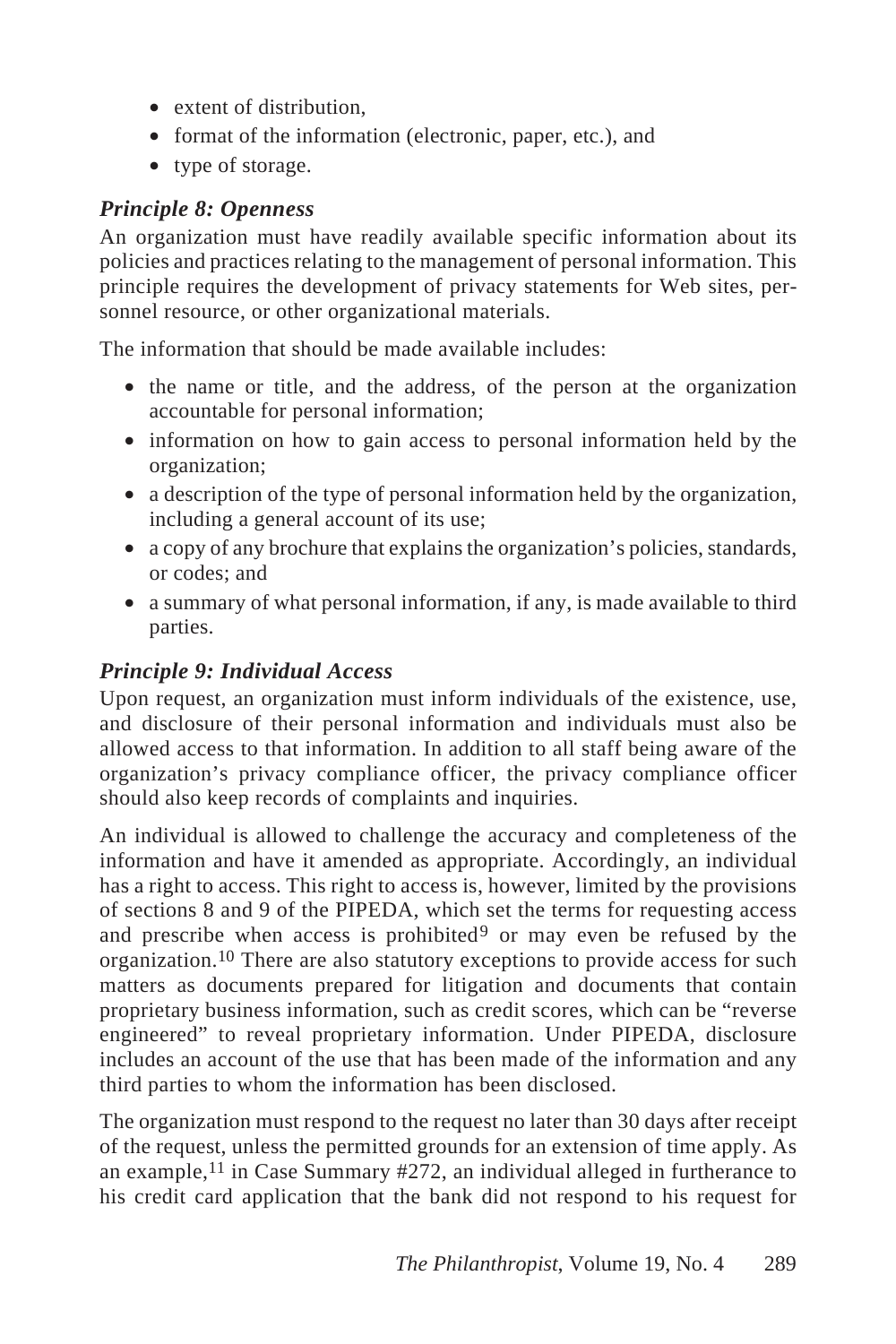- extent of distribution,
- format of the information (electronic, paper, etc.), and
- type of storage.

### *Principle 8: Openness*

An organization must have readily available specific information about its policies and practices relating to the management of personal information. This principle requires the development of privacy statements for Web sites, personnel resource, or other organizational materials.

The information that should be made available includes:

- the name or title, and the address, of the person at the organization accountable for personal information;
- information on how to gain access to personal information held by the organization;
- a description of the type of personal information held by the organization, including a general account of its use;
- a copy of any brochure that explains the organization's policies, standards, or codes; and
- a summary of what personal information, if any, is made available to third parties.

### *Principle 9: Individual Access*

Upon request, an organization must inform individuals of the existence, use, and disclosure of their personal information and individuals must also be allowed access to that information. In addition to all staff being aware of the organization's privacy compliance officer, the privacy compliance officer should also keep records of complaints and inquiries.

An individual is allowed to challenge the accuracy and completeness of the information and have it amended as appropriate. Accordingly, an individual has a right to access. This right to access is, however, limited by the provisions of sections 8 and 9 of the PIPEDA, which set the terms for requesting access and prescribe when access is prohibited[9] or may even be refused by the organization.[10] There are also statutory exceptions to provide access for such matters as documents prepared for litigation and documents that contain proprietary business information, such as credit scores, which can be "reverse engineered" to reveal proprietary information. Under PIPEDA, disclosure includes an account of the use that has been made of the information and any third parties to whom the information has been disclosed.

The organization must respond to the request no later than 30 days after receipt of the request, unless the permitted grounds for an extension of time apply. As an example,[11] in Case Summary #272, an individual alleged in furtherance to his credit card application that the bank did not respond to his request for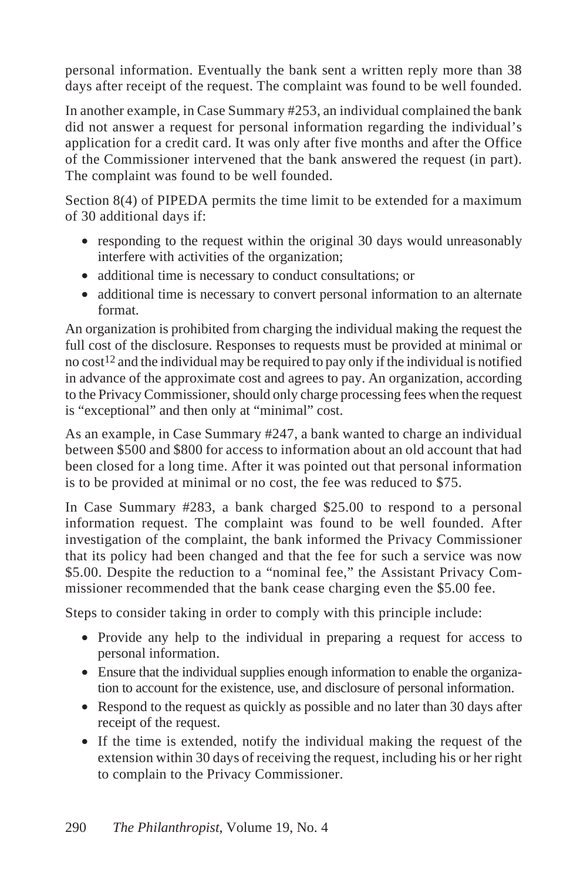personal information. Eventually the bank sent a written reply more than 38 days after receipt of the request. The complaint was found to be well founded.

In another example, in Case Summary #253, an individual complained the bank did not answer a request for personal information regarding the individual's application for a credit card. It was only after five months and after the Office of the Commissioner intervened that the bank answered the request (in part). The complaint was found to be well founded.

Section 8(4) of PIPEDA permits the time limit to be extended for a maximum of 30 additional days if:

- responding to the request within the original 30 days would unreasonably interfere with activities of the organization;
- additional time is necessary to conduct consultations; or
- additional time is necessary to convert personal information to an alternate format.

An organization is prohibited from charging the individual making the request the full cost of the disclosure. Responses to requests must be provided at minimal or no cost[12] and the individual may be required to pay only if the individual is notified in advance of the approximate cost and agrees to pay. An organization, according to the Privacy Commissioner, should only charge processing fees when the request is "exceptional" and then only at "minimal" cost.

As an example, in Case Summary #247, a bank wanted to charge an individual between $500 and $800 for access to information about an old account that had been closed for a long time. After it was pointed out that personal information is to be provided at minimal or no cost, the fee was reduced to $75.

In Case Summary #283, a bank charged $25.00 to respond to a personal information request. The complaint was found to be well founded. After investigation of the complaint, the bank informed the Privacy Commissioner that its policy had been changed and that the fee for such a service was now $5.00. Despite the reduction to a "nominal fee," the Assistant Privacy Commissioner recommended that the bank cease charging even the $5.00 fee.

Steps to consider taking in order to comply with this principle include:

- Provide any help to the individual in preparing a request for access to personal information.
- Ensure that the individual supplies enough information to enable the organization to account for the existence, use, and disclosure of personal information.
- Respond to the request as quickly as possible and no later than 30 days after receipt of the request.
- If the time is extended, notify the individual making the request of the extension within 30 days of receiving the request, including his or her right to complain to the Privacy Commissioner.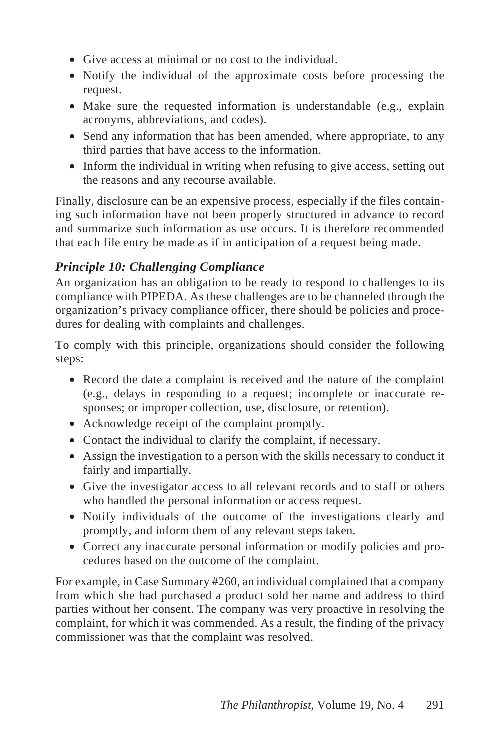- Give access at minimal or no cost to the individual.
- Notify the individual of the approximate costs before processing the request.
- Make sure the requested information is understandable (e.g., explain acronyms, abbreviations, and codes).
- Send any information that has been amended, where appropriate, to any third parties that have access to the information.
- Inform the individual in writing when refusing to give access, setting out the reasons and any recourse available.

Finally, disclosure can be an expensive process, especially if the files containing such information have not been properly structured in advance to record and summarize such information as use occurs. It is therefore recommended that each file entry be made as if in anticipation of a request being made.

### *Principle 10: Challenging Compliance*

An organization has an obligation to be ready to respond to challenges to its compliance with PIPEDA. As these challenges are to be channeled through the organization's privacy compliance officer, there should be policies and procedures for dealing with complaints and challenges.

To comply with this principle, organizations should consider the following steps:

- Record the date a complaint is received and the nature of the complaint (e.g., delays in responding to a request; incomplete or inaccurate responses; or improper collection, use, disclosure, or retention).
- Acknowledge receipt of the complaint promptly.
- Contact the individual to clarify the complaint, if necessary.
- Assign the investigation to a person with the skills necessary to conduct it fairly and impartially.
- Give the investigator access to all relevant records and to staff or others who handled the personal information or access request.
- Notify individuals of the outcome of the investigations clearly and promptly, and inform them of any relevant steps taken.
- Correct any inaccurate personal information or modify policies and procedures based on the outcome of the complaint.

For example, in Case Summary #260, an individual complained that a company from which she had purchased a product sold her name and address to third parties without her consent. The company was very proactive in resolving the complaint, for which it was commended. As a result, the finding of the privacy commissioner was that the complaint was resolved.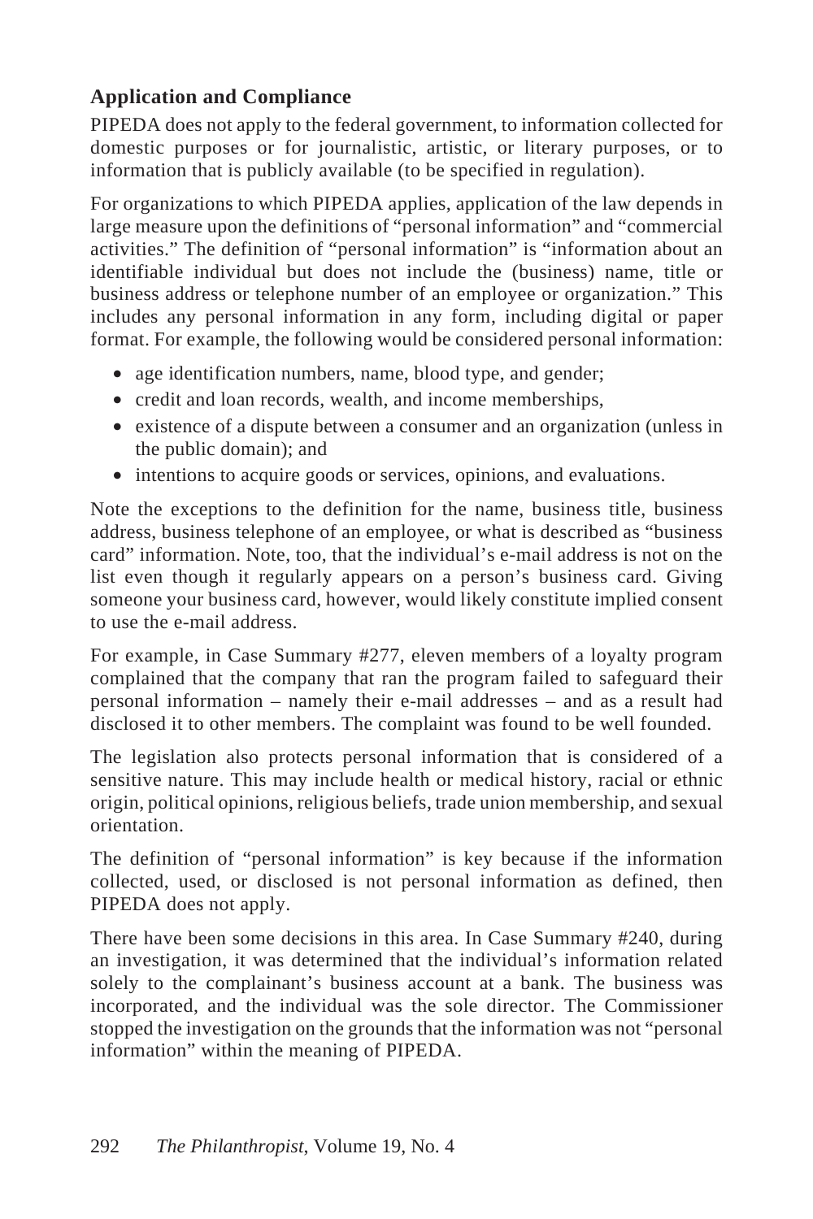## Application and Compliance

PIPEDA does not apply to the federal government, to information collected for domestic purposes or for journalistic, artistic, or literary purposes, or to information that is publicly available (to be specified in regulation).

For organizations to which PIPEDA applies, application of the law depends in large measure upon the definitions of "personal information" and "commercial activities." The definition of "personal information" is "information about an identifiable individual but does not include the (business) name, title or business address or telephone number of an employee or organization." This includes any personal information in any form, including digital or paper format. For example, the following would be considered personal information:

- age identification numbers, name, blood type, and gender;
- credit and loan records, wealth, and income memberships,
- existence of a dispute between a consumer and an organization (unless in the public domain); and
- intentions to acquire goods or services, opinions, and evaluations.

Note the exceptions to the definition for the name, business title, business address, business telephone of an employee, or what is described as "business card" information. Note, too, that the individual's e-mail address is not on the list even though it regularly appears on a person's business card. Giving someone your business card, however, would likely constitute implied consent to use the e-mail address.

For example, in Case Summary #277, eleven members of a loyalty program complained that the company that ran the program failed to safeguard their personal information – namely their e-mail addresses – and as a result had disclosed it to other members. The complaint was found to be well founded.

The legislation also protects personal information that is considered of a sensitive nature. This may include health or medical history, racial or ethnic origin, political opinions, religious beliefs, trade union membership, and sexual orientation.

The definition of "personal information" is key because if the information collected, used, or disclosed is not personal information as defined, then PIPEDA does not apply.

There have been some decisions in this area. In Case Summary #240, during an investigation, it was determined that the individual's information related solely to the complainant's business account at a bank. The business was incorporated, and the individual was the sole director. The Commissioner stopped the investigation on the grounds that the information was not "personal information" within the meaning of PIPEDA.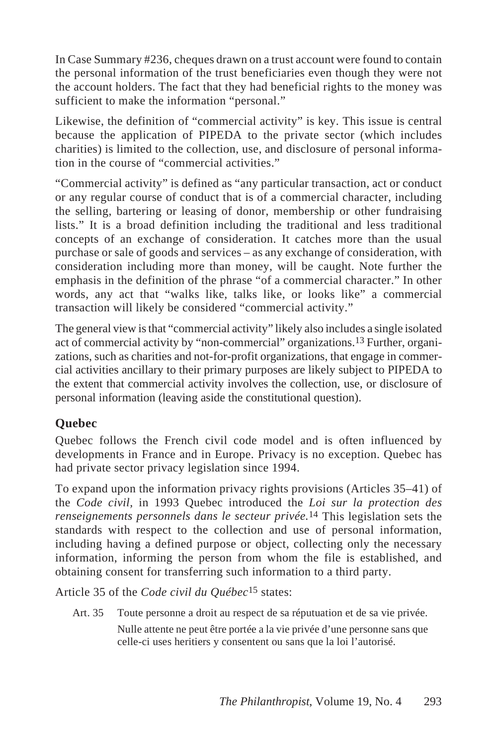In Case Summary #236, cheques drawn on a trust account were found to contain the personal information of the trust beneficiaries even though they were not the account holders. The fact that they had beneficial rights to the money was sufficient to make the information "personal."

Likewise, the definition of "commercial activity" is key. This issue is central because the application of PIPEDA to the private sector (which includes charities) is limited to the collection, use, and disclosure of personal information in the course of "commercial activities."

"Commercial activity" is defined as "any particular transaction, act or conduct or any regular course of conduct that is of a commercial character, including the selling, bartering or leasing of donor, membership or other fundraising lists." It is a broad definition including the traditional and less traditional concepts of an exchange of consideration. It catches more than the usual purchase or sale of goods and services – as any exchange of consideration, with consideration including more than money, will be caught. Note further the emphasis in the definition of the phrase "of a commercial character." In other words, any act that "walks like, talks like, or looks like" a commercial transaction will likely be considered "commercial activity."

The general view is that "commercial activity" likely also includes a single isolated act of commercial activity by "non-commercial" organizations.[13] Further, organizations, such as charities and not-for-profit organizations, that engage in commercial activities ancillary to their primary purposes are likely subject to PIPEDA to the extent that commercial activity involves the collection, use, or disclosure of personal information (leaving aside the constitutional question).

## Quebec

Quebec follows the French civil code model and is often influenced by developments in France and in Europe. Privacy is no exception. Quebec has had private sector privacy legislation since 1994.

To expand upon the information privacy rights provisions (Articles 35–41) of the *Code civil,* in 1993 Quebec introduced the *Loi sur la protection des renseignements personnels dans le secteur privée.*[14] This legislation sets the standards with respect to the collection and use of personal information, including having a defined purpose or object, collecting only the necessary information, informing the person from whom the file is established, and obtaining consent for transferring such information to a third party.

Article 35 of the *Code civil du Québec*[15] states:

> Art. 35 Toute personne a droit au respect de sa réputuation et de sa vie privée.
>
> Nulle attente ne peut être portée a la vie privée d'une personne sans que celle-ci uses heritiers y consentent ou sans que la loi l'autorisé.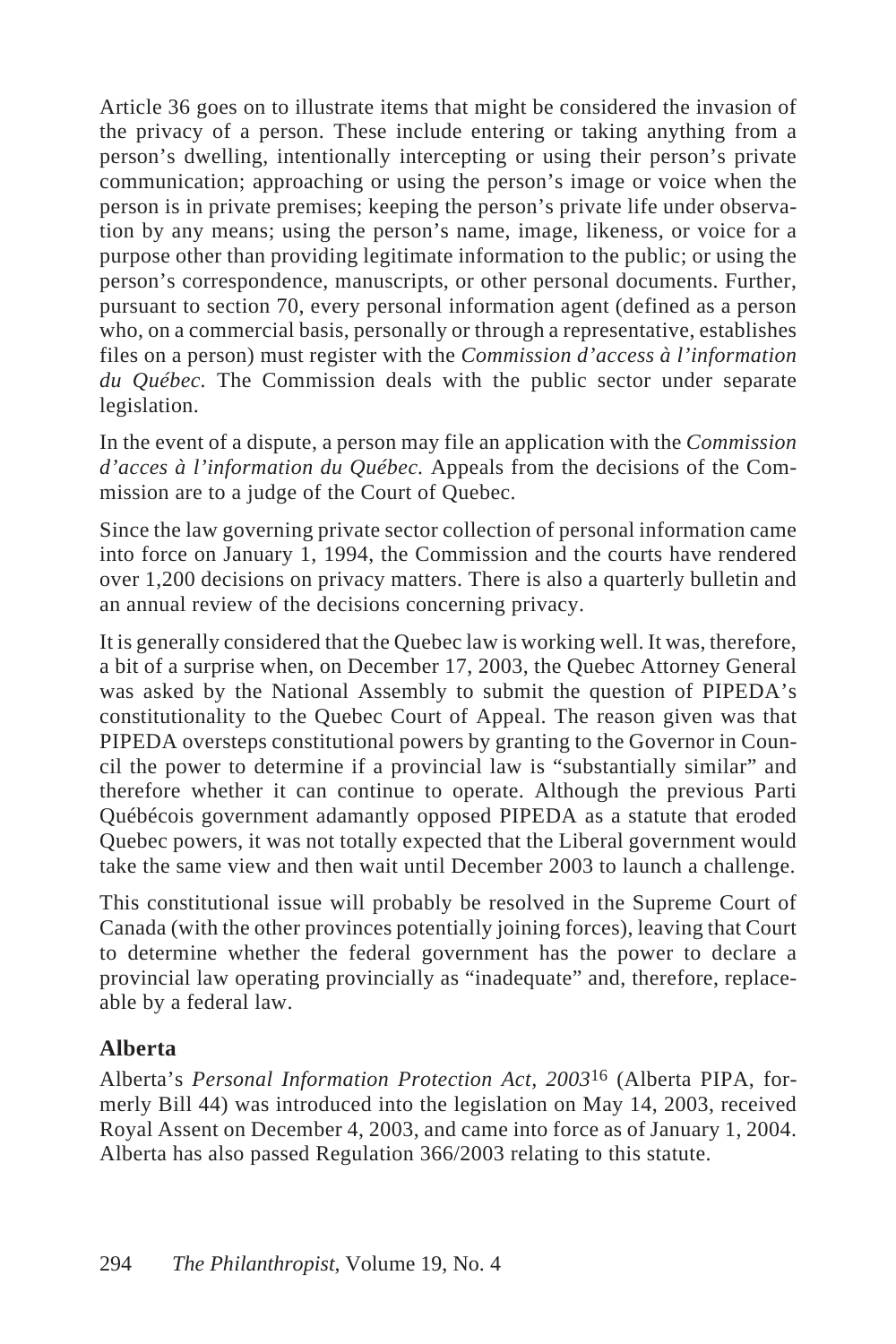Article 36 goes on to illustrate items that might be considered the invasion of the privacy of a person. These include entering or taking anything from a person's dwelling, intentionally intercepting or using their person's private communication; approaching or using the person's image or voice when the person is in private premises; keeping the person's private life under observation by any means; using the person's name, image, likeness, or voice for a purpose other than providing legitimate information to the public; or using the person's correspondence, manuscripts, or other personal documents. Further, pursuant to section 70, every personal information agent (defined as a person who, on a commercial basis, personally or through a representative, establishes files on a person) must register with the *Commission d'access à l'information du Québec.* The Commission deals with the public sector under separate legislation.

In the event of a dispute, a person may file an application with the *Commission d'acces à l'information du Québec.* Appeals from the decisions of the Commission are to a judge of the Court of Quebec.

Since the law governing private sector collection of personal information came into force on January 1, 1994, the Commission and the courts have rendered over 1,200 decisions on privacy matters. There is also a quarterly bulletin and an annual review of the decisions concerning privacy.

It is generally considered that the Quebec law is working well. It was, therefore, a bit of a surprise when, on December 17, 2003, the Quebec Attorney General was asked by the National Assembly to submit the question of PIPEDA's constitutionality to the Quebec Court of Appeal. The reason given was that PIPEDA oversteps constitutional powers by granting to the Governor in Council the power to determine if a provincial law is "substantially similar" and therefore whether it can continue to operate. Although the previous Parti Québécois government adamantly opposed PIPEDA as a statute that eroded Quebec powers, it was not totally expected that the Liberal government would take the same view and then wait until December 2003 to launch a challenge.

This constitutional issue will probably be resolved in the Supreme Court of Canada (with the other provinces potentially joining forces), leaving that Court to determine whether the federal government has the power to declare a provincial law operating provincially as "inadequate" and, therefore, replaceable by a federal law.

### Alberta

Alberta's *Personal Information Protection Act, 2003*[16] (Alberta PIPA, formerly Bill 44) was introduced into the legislation on May 14, 2003, received Royal Assent on December 4, 2003, and came into force as of January 1, 2004. Alberta has also passed Regulation 366/2003 relating to this statute.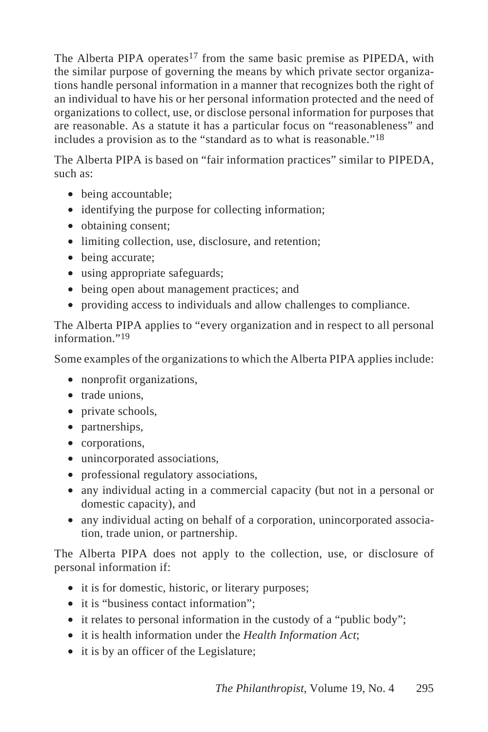The Alberta PIPA operates[17] from the same basic premise as PIPEDA, with the similar purpose of governing the means by which private sector organizations handle personal information in a manner that recognizes both the right of an individual to have his or her personal information protected and the need of organizations to collect, use, or disclose personal information for purposes that are reasonable. As a statute it has a particular focus on "reasonableness" and includes a provision as to the "standard as to what is reasonable."[18]

The Alberta PIPA is based on "fair information practices" similar to PIPEDA, such as:

- being accountable;
- identifying the purpose for collecting information;
- obtaining consent;
- limiting collection, use, disclosure, and retention;
- being accurate;
- using appropriate safeguards;
- being open about management practices; and
- providing access to individuals and allow challenges to compliance.

The Alberta PIPA applies to "every organization and in respect to all personal information."[19]

Some examples of the organizations to which the Alberta PIPA applies include:

- nonprofit organizations,
- trade unions,
- private schools,
- partnerships,
- corporations,
- unincorporated associations,
- professional regulatory associations,
- any individual acting in a commercial capacity (but not in a personal or domestic capacity), and
- any individual acting on behalf of a corporation, unincorporated association, trade union, or partnership.

The Alberta PIPA does not apply to the collection, use, or disclosure of personal information if:

- it is for domestic, historic, or literary purposes;
- it is "business contact information";
- it relates to personal information in the custody of a "public body";
- it is health information under the *Health Information Act*;
- it is by an officer of the Legislature;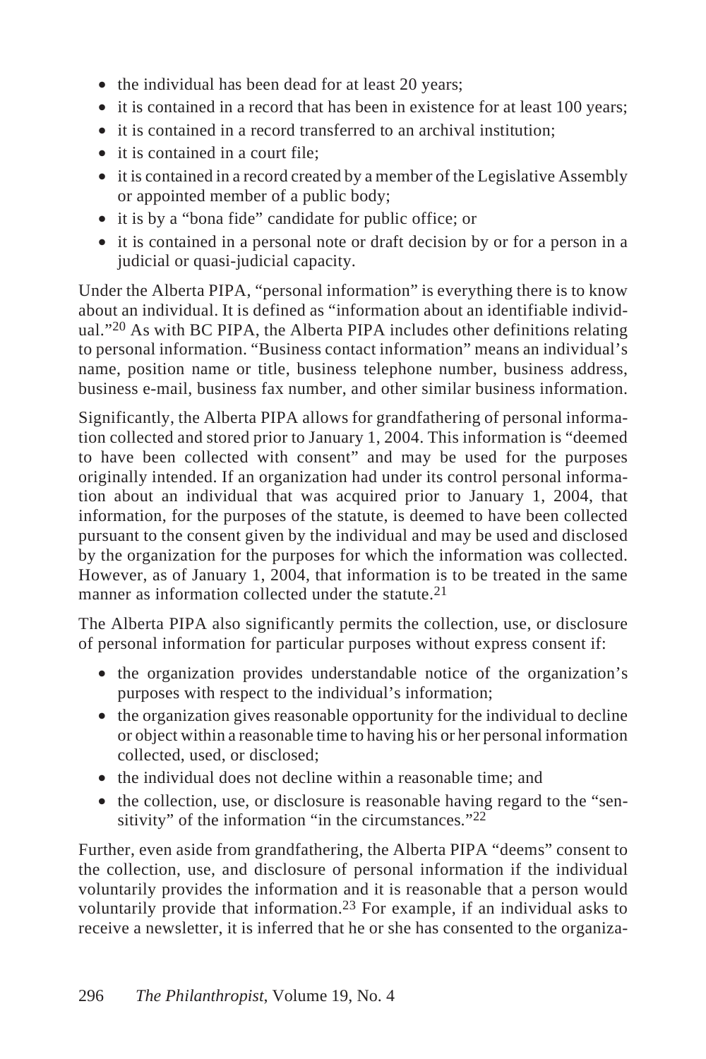- the individual has been dead for at least 20 years;
- it is contained in a record that has been in existence for at least 100 years;
- it is contained in a record transferred to an archival institution;
- it is contained in a court file;
- it is contained in a record created by a member of the Legislative Assembly or appointed member of a public body;
- it is by a "bona fide" candidate for public office; or
- it is contained in a personal note or draft decision by or for a person in a judicial or quasi-judicial capacity.

Under the Alberta PIPA, "personal information" is everything there is to know about an individual. It is defined as "information about an identifiable individual."[20] As with BC PIPA, the Alberta PIPA includes other definitions relating to personal information. "Business contact information" means an individual's name, position name or title, business telephone number, business address, business e-mail, business fax number, and other similar business information.

Significantly, the Alberta PIPA allows for grandfathering of personal information collected and stored prior to January 1, 2004. This information is "deemed to have been collected with consent" and may be used for the purposes originally intended. If an organization had under its control personal information about an individual that was acquired prior to January 1, 2004, that information, for the purposes of the statute, is deemed to have been collected pursuant to the consent given by the individual and may be used and disclosed by the organization for the purposes for which the information was collected. However, as of January 1, 2004, that information is to be treated in the same manner as information collected under the statute.[21]

The Alberta PIPA also significantly permits the collection, use, or disclosure of personal information for particular purposes without express consent if:

- the organization provides understandable notice of the organization's purposes with respect to the individual's information;
- the organization gives reasonable opportunity for the individual to decline or object within a reasonable time to having his or her personal information collected, used, or disclosed;
- the individual does not decline within a reasonable time; and
- the collection, use, or disclosure is reasonable having regard to the "sensitivity" of the information "in the circumstances."[22]

Further, even aside from grandfathering, the Alberta PIPA "deems" consent to the collection, use, and disclosure of personal information if the individual voluntarily provides the information and it is reasonable that a person would voluntarily provide that information.[23] For example, if an individual asks to receive a newsletter, it is inferred that he or she has consented to the organiza-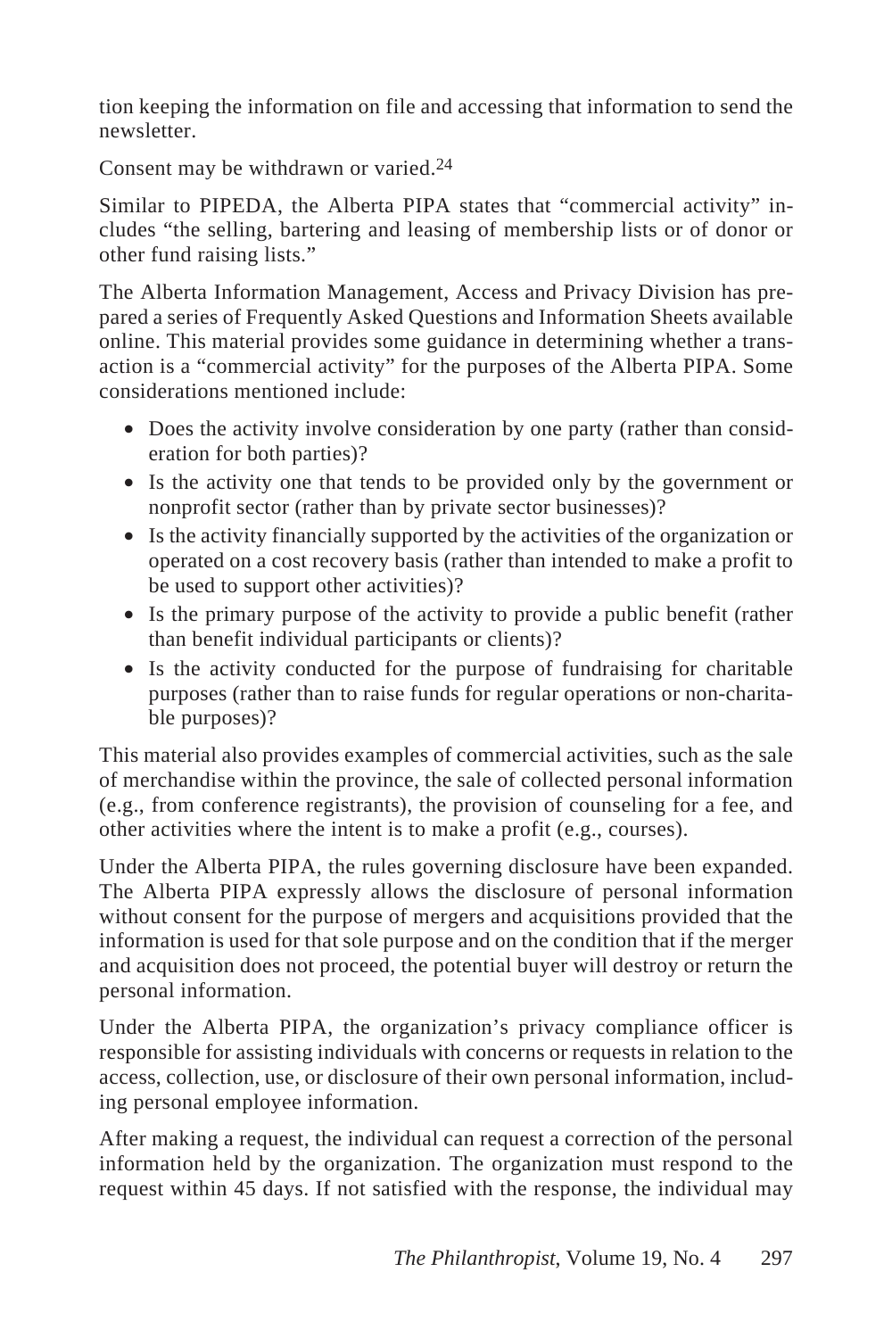tion keeping the information on file and accessing that information to send the newsletter.

Consent may be withdrawn or varied.[24]

Similar to PIPEDA, the Alberta PIPA states that "commercial activity" includes "the selling, bartering and leasing of membership lists or of donor or other fund raising lists."

The Alberta Information Management, Access and Privacy Division has prepared a series of Frequently Asked Questions and Information Sheets available online. This material provides some guidance in determining whether a transaction is a "commercial activity" for the purposes of the Alberta PIPA. Some considerations mentioned include:

- Does the activity involve consideration by one party (rather than consideration for both parties)?
- Is the activity one that tends to be provided only by the government or nonprofit sector (rather than by private sector businesses)?
- Is the activity financially supported by the activities of the organization or operated on a cost recovery basis (rather than intended to make a profit to be used to support other activities)?
- Is the primary purpose of the activity to provide a public benefit (rather than benefit individual participants or clients)?
- Is the activity conducted for the purpose of fundraising for charitable purposes (rather than to raise funds for regular operations or non-charitable purposes)?

This material also provides examples of commercial activities, such as the sale of merchandise within the province, the sale of collected personal information (e.g., from conference registrants), the provision of counseling for a fee, and other activities where the intent is to make a profit (e.g., courses).

Under the Alberta PIPA, the rules governing disclosure have been expanded. The Alberta PIPA expressly allows the disclosure of personal information without consent for the purpose of mergers and acquisitions provided that the information is used for that sole purpose and on the condition that if the merger and acquisition does not proceed, the potential buyer will destroy or return the personal information.

Under the Alberta PIPA, the organization's privacy compliance officer is responsible for assisting individuals with concerns or requests in relation to the access, collection, use, or disclosure of their own personal information, including personal employee information.

After making a request, the individual can request a correction of the personal information held by the organization. The organization must respond to the request within 45 days. If not satisfied with the response, the individual may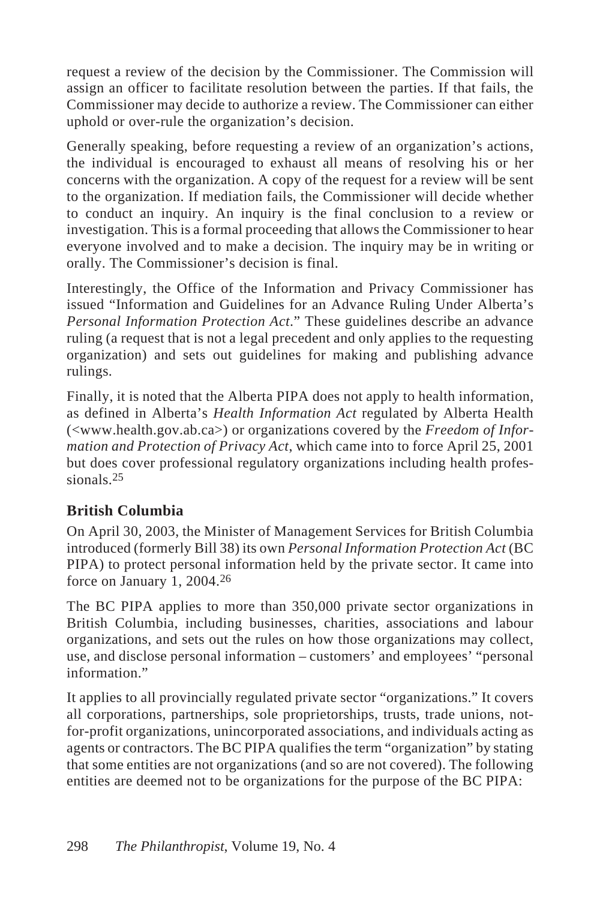request a review of the decision by the Commissioner. The Commission will assign an officer to facilitate resolution between the parties. If that fails, the Commissioner may decide to authorize a review. The Commissioner can either uphold or over-rule the organization's decision.

Generally speaking, before requesting a review of an organization's actions, the individual is encouraged to exhaust all means of resolving his or her concerns with the organization. A copy of the request for a review will be sent to the organization. If mediation fails, the Commissioner will decide whether to conduct an inquiry. An inquiry is the final conclusion to a review or investigation. This is a formal proceeding that allows the Commissioner to hear everyone involved and to make a decision. The inquiry may be in writing or orally. The Commissioner's decision is final.

Interestingly, the Office of the Information and Privacy Commissioner has issued "Information and Guidelines for an Advance Ruling Under Alberta's *Personal Information Protection Act*." These guidelines describe an advance ruling (a request that is not a legal precedent and only applies to the requesting organization) and sets out guidelines for making and publishing advance rulings.

Finally, it is noted that the Alberta PIPA does not apply to health information, as defined in Alberta's *Health Information Act* regulated by Alberta Health (<www.health.gov.ab.ca>) or organizations covered by the *Freedom of Information and Protection of Privacy Act*, which came into to force April 25, 2001 but does cover professional regulatory organizations including health professionals.[25]

### British Columbia

On April 30, 2003, the Minister of Management Services for British Columbia introduced (formerly Bill 38) its own *Personal Information Protection Act* (BC PIPA) to protect personal information held by the private sector. It came into force on January 1, 2004.[26]

The BC PIPA applies to more than 350,000 private sector organizations in British Columbia, including businesses, charities, associations and labour organizations, and sets out the rules on how those organizations may collect, use, and disclose personal information – customers' and employees' "personal information."

It applies to all provincially regulated private sector "organizations." It covers all corporations, partnerships, sole proprietorships, trusts, trade unions, not-for-profit organizations, unincorporated associations, and individuals acting as agents or contractors. The BC PIPA qualifies the term "organization" by stating that some entities are not organizations (and so are not covered). The following entities are deemed not to be organizations for the purpose of the BC PIPA: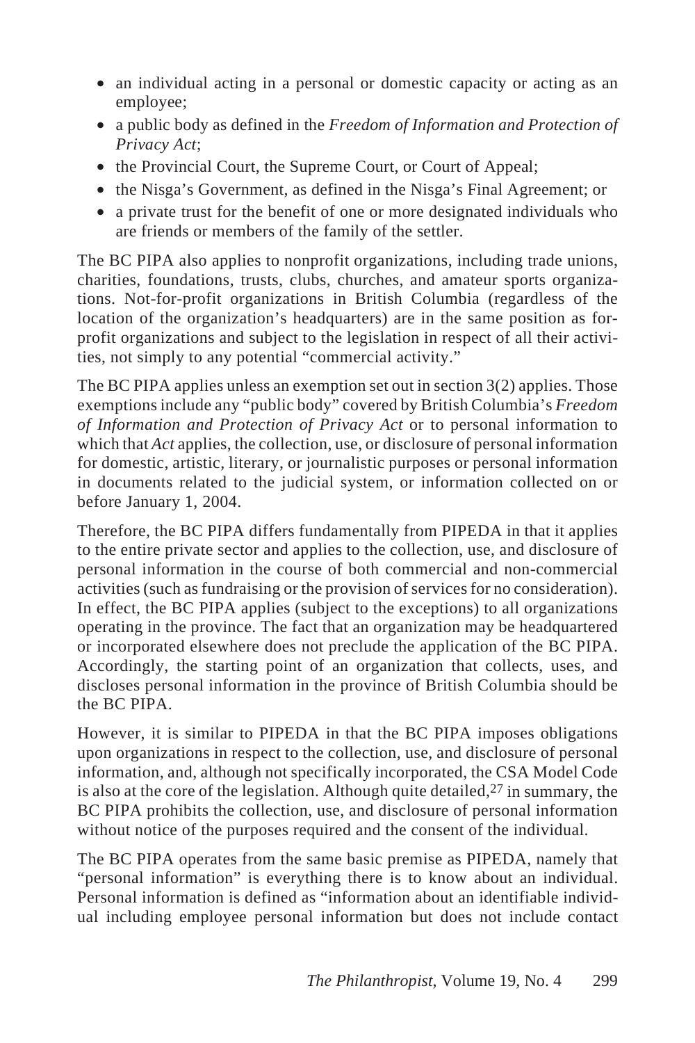- an individual acting in a personal or domestic capacity or acting as an employee;
- a public body as defined in the *Freedom of Information and Protection of Privacy Act*;
- the Provincial Court, the Supreme Court, or Court of Appeal;
- the Nisga's Government, as defined in the Nisga's Final Agreement; or
- a private trust for the benefit of one or more designated individuals who are friends or members of the family of the settler.

The BC PIPA also applies to nonprofit organizations, including trade unions, charities, foundations, trusts, clubs, churches, and amateur sports organizations. Not-for-profit organizations in British Columbia (regardless of the location of the organization's headquarters) are in the same position as for-profit organizations and subject to the legislation in respect of all their activities, not simply to any potential "commercial activity."

The BC PIPA applies unless an exemption set out in section 3(2) applies. Those exemptions include any "public body" covered by British Columbia's *Freedom of Information and Protection of Privacy Act* or to personal information to which that *Act* applies, the collection, use, or disclosure of personal information for domestic, artistic, literary, or journalistic purposes or personal information in documents related to the judicial system, or information collected on or before January 1, 2004.

Therefore, the BC PIPA differs fundamentally from PIPEDA in that it applies to the entire private sector and applies to the collection, use, and disclosure of personal information in the course of both commercial and non-commercial activities (such as fundraising or the provision of services for no consideration). In effect, the BC PIPA applies (subject to the exceptions) to all organizations operating in the province. The fact that an organization may be headquartered or incorporated elsewhere does not preclude the application of the BC PIPA. Accordingly, the starting point of an organization that collects, uses, and discloses personal information in the province of British Columbia should be the BC PIPA.

However, it is similar to PIPEDA in that the BC PIPA imposes obligations upon organizations in respect to the collection, use, and disclosure of personal information, and, although not specifically incorporated, the CSA Model Code is also at the core of the legislation. Although quite detailed,[27] in summary, the BC PIPA prohibits the collection, use, and disclosure of personal information without notice of the purposes required and the consent of the individual.

The BC PIPA operates from the same basic premise as PIPEDA, namely that "personal information" is everything there is to know about an individual. Personal information is defined as "information about an identifiable individual including employee personal information but does not include contact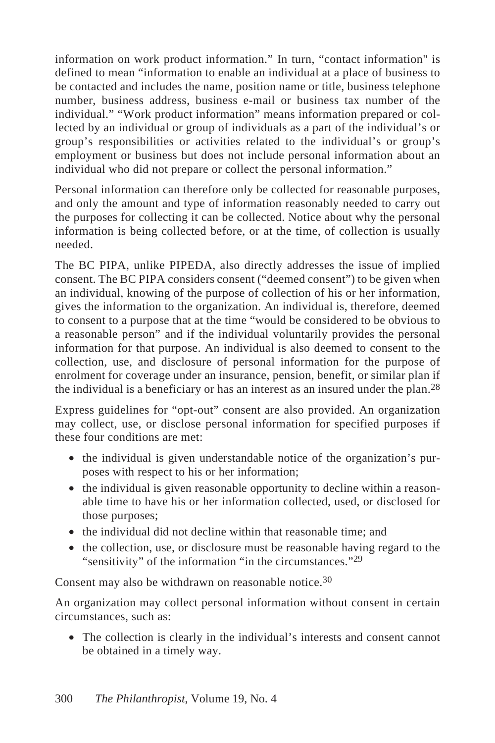information on work product information." In turn, "contact information" is defined to mean "information to enable an individual at a place of business to be contacted and includes the name, position name or title, business telephone number, business address, business e-mail or business tax number of the individual." "Work product information" means information prepared or collected by an individual or group of individuals as a part of the individual's or group's responsibilities or activities related to the individual's or group's employment or business but does not include personal information about an individual who did not prepare or collect the personal information."

Personal information can therefore only be collected for reasonable purposes, and only the amount and type of information reasonably needed to carry out the purposes for collecting it can be collected. Notice about why the personal information is being collected before, or at the time, of collection is usually needed.

The BC PIPA, unlike PIPEDA, also directly addresses the issue of implied consent. The BC PIPA considers consent ("deemed consent") to be given when an individual, knowing of the purpose of collection of his or her information, gives the information to the organization. An individual is, therefore, deemed to consent to a purpose that at the time "would be considered to be obvious to a reasonable person" and if the individual voluntarily provides the personal information for that purpose. An individual is also deemed to consent to the collection, use, and disclosure of personal information for the purpose of enrolment for coverage under an insurance, pension, benefit, or similar plan if the individual is a beneficiary or has an interest as an insured under the plan.[28]

Express guidelines for "opt-out" consent are also provided. An organization may collect, use, or disclose personal information for specified purposes if these four conditions are met:

- the individual is given understandable notice of the organization's purposes with respect to his or her information;
- the individual is given reasonable opportunity to decline within a reasonable time to have his or her information collected, used, or disclosed for those purposes;
- the individual did not decline within that reasonable time; and
- the collection, use, or disclosure must be reasonable having regard to the "sensitivity" of the information "in the circumstances."[29]

Consent may also be withdrawn on reasonable notice.[30]

An organization may collect personal information without consent in certain circumstances, such as:

- The collection is clearly in the individual's interests and consent cannot be obtained in a timely way.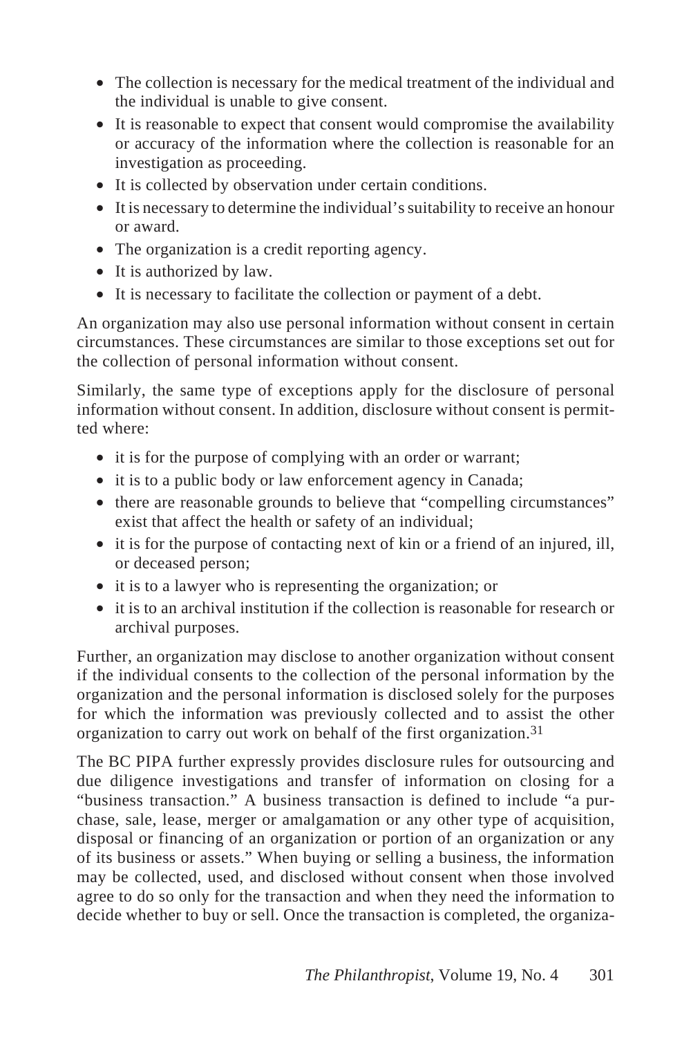- The collection is necessary for the medical treatment of the individual and the individual is unable to give consent.
- It is reasonable to expect that consent would compromise the availability or accuracy of the information where the collection is reasonable for an investigation as proceeding.
- It is collected by observation under certain conditions.
- It is necessary to determine the individual's suitability to receive an honour or award.
- The organization is a credit reporting agency.
- It is authorized by law.
- It is necessary to facilitate the collection or payment of a debt.

An organization may also use personal information without consent in certain circumstances. These circumstances are similar to those exceptions set out for the collection of personal information without consent.

Similarly, the same type of exceptions apply for the disclosure of personal information without consent. In addition, disclosure without consent is permitted where:

- it is for the purpose of complying with an order or warrant;
- it is to a public body or law enforcement agency in Canada;
- there are reasonable grounds to believe that "compelling circumstances" exist that affect the health or safety of an individual;
- it is for the purpose of contacting next of kin or a friend of an injured, ill, or deceased person;
- it is to a lawyer who is representing the organization; or
- it is to an archival institution if the collection is reasonable for research or archival purposes.

Further, an organization may disclose to another organization without consent if the individual consents to the collection of the personal information by the organization and the personal information is disclosed solely for the purposes for which the information was previously collected and to assist the other organization to carry out work on behalf of the first organization.[31]

The BC PIPA further expressly provides disclosure rules for outsourcing and due diligence investigations and transfer of information on closing for a "business transaction." A business transaction is defined to include "a purchase, sale, lease, merger or amalgamation or any other type of acquisition, disposal or financing of an organization or portion of an organization or any of its business or assets." When buying or selling a business, the information may be collected, used, and disclosed without consent when those involved agree to do so only for the transaction and when they need the information to decide whether to buy or sell. Once the transaction is completed, the organiza-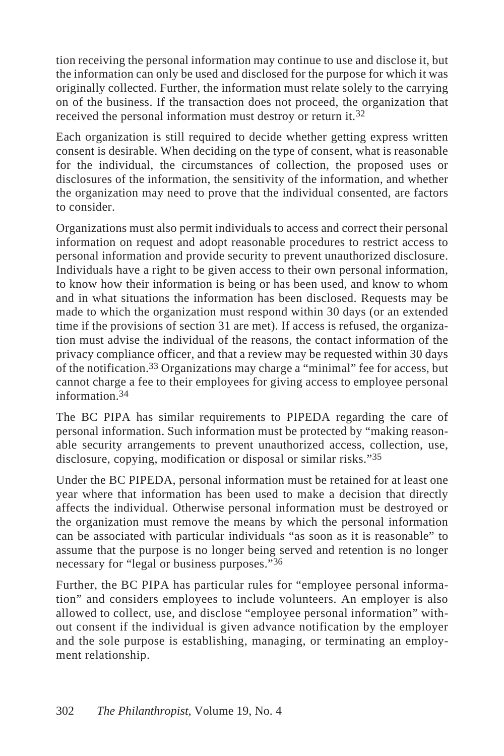tion receiving the personal information may continue to use and disclose it, but the information can only be used and disclosed for the purpose for which it was originally collected. Further, the information must relate solely to the carrying on of the business. If the transaction does not proceed, the organization that received the personal information must destroy or return it.[32]

Each organization is still required to decide whether getting express written consent is desirable. When deciding on the type of consent, what is reasonable for the individual, the circumstances of collection, the proposed uses or disclosures of the information, the sensitivity of the information, and whether the organization may need to prove that the individual consented, are factors to consider.

Organizations must also permit individuals to access and correct their personal information on request and adopt reasonable procedures to restrict access to personal information and provide security to prevent unauthorized disclosure. Individuals have a right to be given access to their own personal information, to know how their information is being or has been used, and know to whom and in what situations the information has been disclosed. Requests may be made to which the organization must respond within 30 days (or an extended time if the provisions of section 31 are met). If access is refused, the organization must advise the individual of the reasons, the contact information of the privacy compliance officer, and that a review may be requested within 30 days of the notification.[33] Organizations may charge a "minimal" fee for access, but cannot charge a fee to their employees for giving access to employee personal information.[34]

The BC PIPA has similar requirements to PIPEDA regarding the care of personal information. Such information must be protected by "making reasonable security arrangements to prevent unauthorized access, collection, use, disclosure, copying, modification or disposal or similar risks."[35]

Under the BC PIPEDA, personal information must be retained for at least one year where that information has been used to make a decision that directly affects the individual. Otherwise personal information must be destroyed or the organization must remove the means by which the personal information can be associated with particular individuals "as soon as it is reasonable" to assume that the purpose is no longer being served and retention is no longer necessary for "legal or business purposes."[36]

Further, the BC PIPA has particular rules for "employee personal information" and considers employees to include volunteers. An employer is also allowed to collect, use, and disclose "employee personal information" without consent if the individual is given advance notification by the employer and the sole purpose is establishing, managing, or terminating an employment relationship.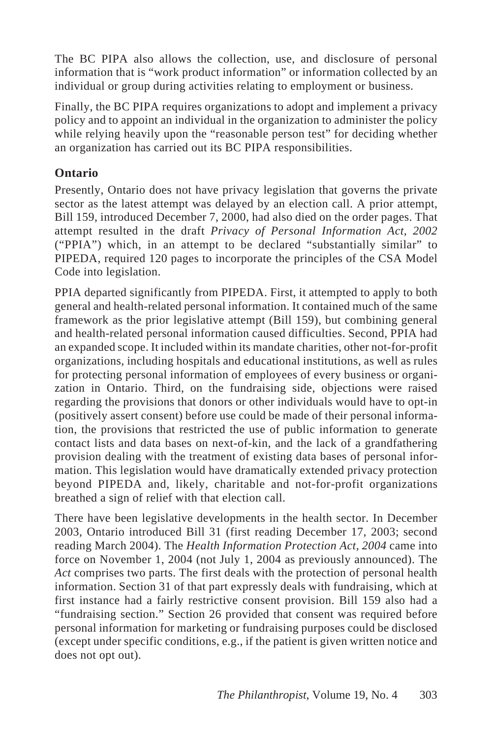The BC PIPA also allows the collection, use, and disclosure of personal information that is "work product information" or information collected by an individual or group during activities relating to employment or business.

Finally, the BC PIPA requires organizations to adopt and implement a privacy policy and to appoint an individual in the organization to administer the policy while relying heavily upon the "reasonable person test" for deciding whether an organization has carried out its BC PIPA responsibilities.

### Ontario

Presently, Ontario does not have privacy legislation that governs the private sector as the latest attempt was delayed by an election call. A prior attempt, Bill 159, introduced December 7, 2000, had also died on the order pages. That attempt resulted in the draft *Privacy of Personal Information Act, 2002* ("PPIA") which, in an attempt to be declared "substantially similar" to PIPEDA, required 120 pages to incorporate the principles of the CSA Model Code into legislation.

PPIA departed significantly from PIPEDA. First, it attempted to apply to both general and health-related personal information. It contained much of the same framework as the prior legislative attempt (Bill 159), but combining general and health-related personal information caused difficulties. Second, PPIA had an expanded scope. It included within its mandate charities, other not-for-profit organizations, including hospitals and educational institutions, as well as rules for protecting personal information of employees of every business or organization in Ontario. Third, on the fundraising side, objections were raised regarding the provisions that donors or other individuals would have to opt-in (positively assert consent) before use could be made of their personal information, the provisions that restricted the use of public information to generate contact lists and data bases on next-of-kin, and the lack of a grandfathering provision dealing with the treatment of existing data bases of personal information. This legislation would have dramatically extended privacy protection beyond PIPEDA and, likely, charitable and not-for-profit organizations breathed a sign of relief with that election call.

There have been legislative developments in the health sector. In December 2003, Ontario introduced Bill 31 (first reading December 17, 2003; second reading March 2004). The *Health Information Protection Act, 2004* came into force on November 1, 2004 (not July 1, 2004 as previously announced). The *Act* comprises two parts. The first deals with the protection of personal health information. Section 31 of that part expressly deals with fundraising, which at first instance had a fairly restrictive consent provision. Bill 159 also had a "fundraising section." Section 26 provided that consent was required before personal information for marketing or fundraising purposes could be disclosed (except under specific conditions, e.g., if the patient is given written notice and does not opt out).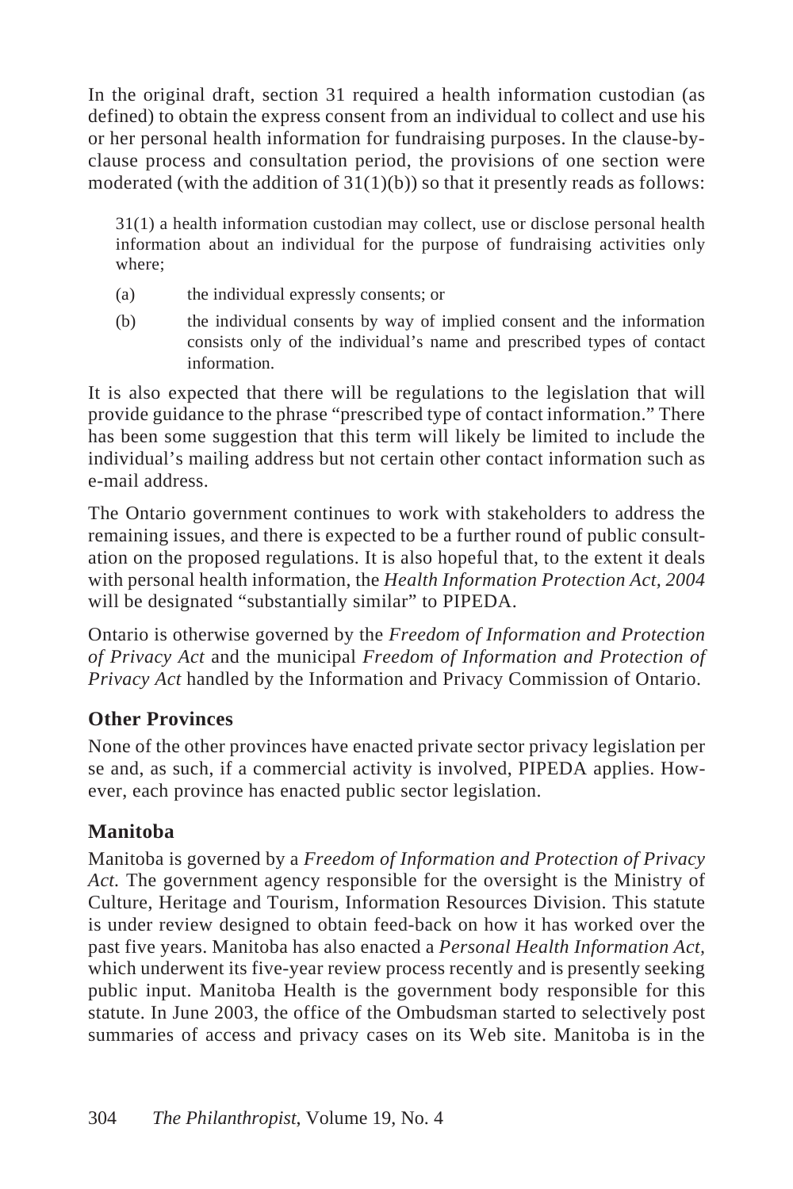In the original draft, section 31 required a health information custodian (as defined) to obtain the express consent from an individual to collect and use his or her personal health information for fundraising purposes. In the clause-by-clause process and consultation period, the provisions of one section were moderated (with the addition of 31(1)(b)) so that it presently reads as follows:

> 31(1) a health information custodian may collect, use or disclose personal health information about an individual for the purpose of fundraising activities only where;
>
> (a) the individual expressly consents; or
>
> (b) the individual consents by way of implied consent and the information consists only of the individual's name and prescribed types of contact information.

It is also expected that there will be regulations to the legislation that will provide guidance to the phrase "prescribed type of contact information." There has been some suggestion that this term will likely be limited to include the individual's mailing address but not certain other contact information such as e-mail address.

The Ontario government continues to work with stakeholders to address the remaining issues, and there is expected to be a further round of public consultation on the proposed regulations. It is also hopeful that, to the extent it deals with personal health information, the *Health Information Protection Act, 2004* will be designated "substantially similar" to PIPEDA.

Ontario is otherwise governed by the *Freedom of Information and Protection of Privacy Act* and the municipal *Freedom of Information and Protection of Privacy Act* handled by the Information and Privacy Commission of Ontario.

## Other Provinces

None of the other provinces have enacted private sector privacy legislation per se and, as such, if a commercial activity is involved, PIPEDA applies. However, each province has enacted public sector legislation.

## Manitoba

Manitoba is governed by a *Freedom of Information and Protection of Privacy Act.* The government agency responsible for the oversight is the Ministry of Culture, Heritage and Tourism, Information Resources Division. This statute is under review designed to obtain feed-back on how it has worked over the past five years. Manitoba has also enacted a *Personal Health Information Act*, which underwent its five-year review process recently and is presently seeking public input. Manitoba Health is the government body responsible for this statute. In June 2003, the office of the Ombudsman started to selectively post summaries of access and privacy cases on its Web site. Manitoba is in the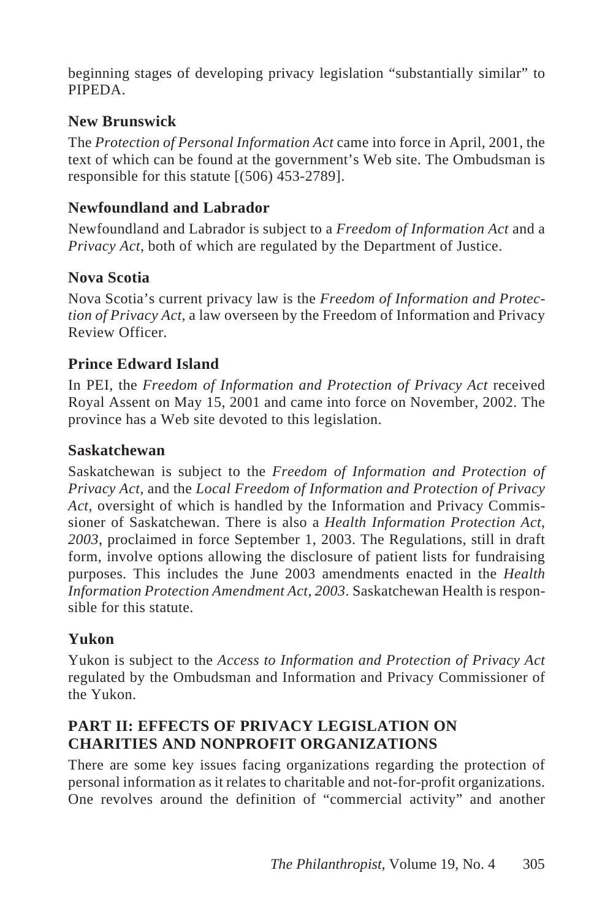beginning stages of developing privacy legislation "substantially similar" to PIPEDA.

### New Brunswick

The *Protection of Personal Information Act* came into force in April, 2001, the text of which can be found at the government's Web site. The Ombudsman is responsible for this statute [(506) 453-2789].

### Newfoundland and Labrador

Newfoundland and Labrador is subject to a *Freedom of Information Act* and a *Privacy Act*, both of which are regulated by the Department of Justice.

### Nova Scotia

Nova Scotia's current privacy law is the *Freedom of Information and Protection of Privacy Act*, a law overseen by the Freedom of Information and Privacy Review Officer.

### Prince Edward Island

In PEI, the *Freedom of Information and Protection of Privacy Act* received Royal Assent on May 15, 2001 and came into force on November, 2002. The province has a Web site devoted to this legislation.

### Saskatchewan

Saskatchewan is subject to the *Freedom of Information and Protection of Privacy Act*, and the *Local Freedom of Information and Protection of Privacy Act*, oversight of which is handled by the Information and Privacy Commissioner of Saskatchewan. There is also a *Health Information Protection Act, 2003*, proclaimed in force September 1, 2003. The Regulations, still in draft form, involve options allowing the disclosure of patient lists for fundraising purposes. This includes the June 2003 amendments enacted in the *Health Information Protection Amendment Act, 2003*. Saskatchewan Health is responsible for this statute.

### Yukon

Yukon is subject to the *Access to Information and Protection of Privacy Act* regulated by the Ombudsman and Information and Privacy Commissioner of the Yukon.

## PART II: EFFECTS OF PRIVACY LEGISLATION ON CHARITIES AND NONPROFIT ORGANIZATIONS

There are some key issues facing organizations regarding the protection of personal information as it relates to charitable and not-for-profit organizations. One revolves around the definition of "commercial activity" and another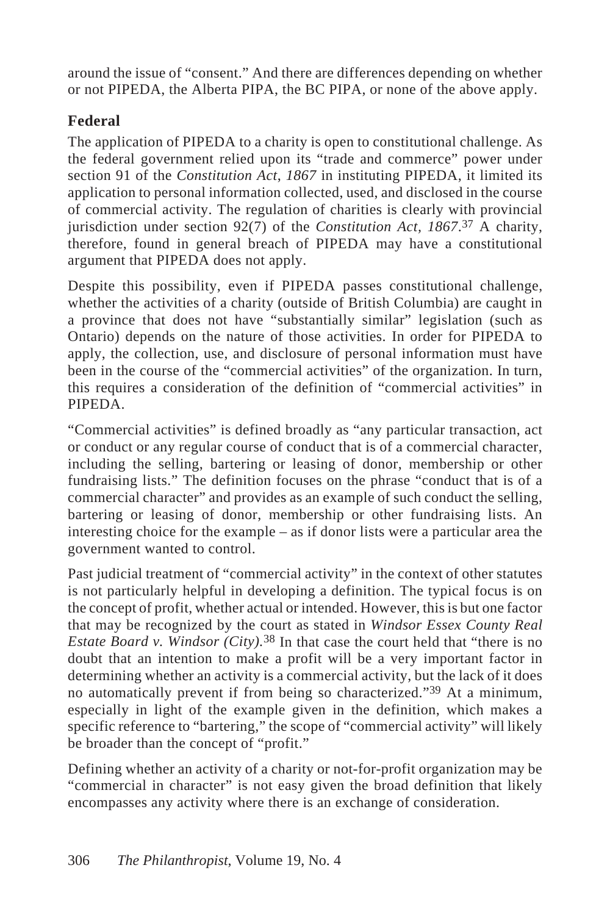around the issue of "consent." And there are differences depending on whether or not PIPEDA, the Alberta PIPA, the BC PIPA, or none of the above apply.

### Federal

The application of PIPEDA to a charity is open to constitutional challenge. As the federal government relied upon its "trade and commerce" power under section 91 of the *Constitution Act, 1867* in instituting PIPEDA, it limited its application to personal information collected, used, and disclosed in the course of commercial activity. The regulation of charities is clearly with provincial jurisdiction under section 92(7) of the *Constitution Act, 1867*.[37] A charity, therefore, found in general breach of PIPEDA may have a constitutional argument that PIPEDA does not apply.

Despite this possibility, even if PIPEDA passes constitutional challenge, whether the activities of a charity (outside of British Columbia) are caught in a province that does not have "substantially similar" legislation (such as Ontario) depends on the nature of those activities. In order for PIPEDA to apply, the collection, use, and disclosure of personal information must have been in the course of the "commercial activities" of the organization. In turn, this requires a consideration of the definition of "commercial activities" in PIPEDA.

"Commercial activities" is defined broadly as "any particular transaction, act or conduct or any regular course of conduct that is of a commercial character, including the selling, bartering or leasing of donor, membership or other fundraising lists." The definition focuses on the phrase "conduct that is of a commercial character" and provides as an example of such conduct the selling, bartering or leasing of donor, membership or other fundraising lists. An interesting choice for the example – as if donor lists were a particular area the government wanted to control.

Past judicial treatment of "commercial activity" in the context of other statutes is not particularly helpful in developing a definition. The typical focus is on the concept of profit, whether actual or intended. However, this is but one factor that may be recognized by the court as stated in *Windsor Essex County Real Estate Board v. Windsor (City)*.[38] In that case the court held that "there is no doubt that an intention to make a profit will be a very important factor in determining whether an activity is a commercial activity, but the lack of it does no automatically prevent if from being so characterized."[39] At a minimum, especially in light of the example given in the definition, which makes a specific reference to "bartering," the scope of "commercial activity" will likely be broader than the concept of "profit."

Defining whether an activity of a charity or not-for-profit organization may be "commercial in character" is not easy given the broad definition that likely encompasses any activity where there is an exchange of consideration.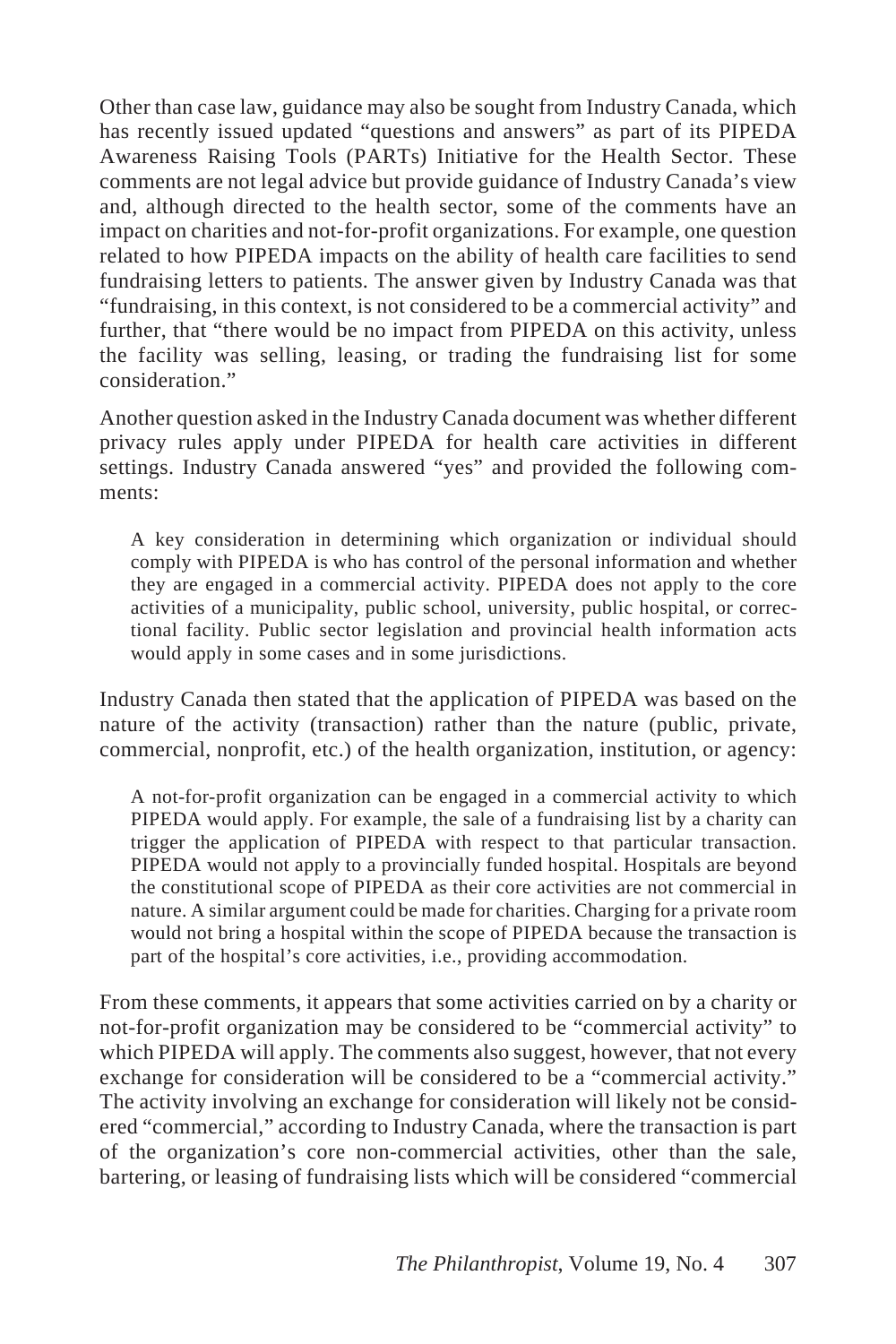Other than case law, guidance may also be sought from Industry Canada, which has recently issued updated "questions and answers" as part of its PIPEDA Awareness Raising Tools (PARTs) Initiative for the Health Sector. These comments are not legal advice but provide guidance of Industry Canada's view and, although directed to the health sector, some of the comments have an impact on charities and not-for-profit organizations. For example, one question related to how PIPEDA impacts on the ability of health care facilities to send fundraising letters to patients. The answer given by Industry Canada was that "fundraising, in this context, is not considered to be a commercial activity" and further, that "there would be no impact from PIPEDA on this activity, unless the facility was selling, leasing, or trading the fundraising list for some consideration."

Another question asked in the Industry Canada document was whether different privacy rules apply under PIPEDA for health care activities in different settings. Industry Canada answered "yes" and provided the following comments:

> A key consideration in determining which organization or individual should comply with PIPEDA is who has control of the personal information and whether they are engaged in a commercial activity. PIPEDA does not apply to the core activities of a municipality, public school, university, public hospital, or correctional facility. Public sector legislation and provincial health information acts would apply in some cases and in some jurisdictions.

Industry Canada then stated that the application of PIPEDA was based on the nature of the activity (transaction) rather than the nature (public, private, commercial, nonprofit, etc.) of the health organization, institution, or agency:

> A not-for-profit organization can be engaged in a commercial activity to which PIPEDA would apply. For example, the sale of a fundraising list by a charity can trigger the application of PIPEDA with respect to that particular transaction. PIPEDA would not apply to a provincially funded hospital. Hospitals are beyond the constitutional scope of PIPEDA as their core activities are not commercial in nature. A similar argument could be made for charities. Charging for a private room would not bring a hospital within the scope of PIPEDA because the transaction is part of the hospital's core activities, i.e., providing accommodation.

From these comments, it appears that some activities carried on by a charity or not-for-profit organization may be considered to be "commercial activity" to which PIPEDA will apply. The comments also suggest, however, that not every exchange for consideration will be considered to be a "commercial activity." The activity involving an exchange for consideration will likely not be considered "commercial," according to Industry Canada, where the transaction is part of the organization's core non-commercial activities, other than the sale, bartering, or leasing of fundraising lists which will be considered "commercial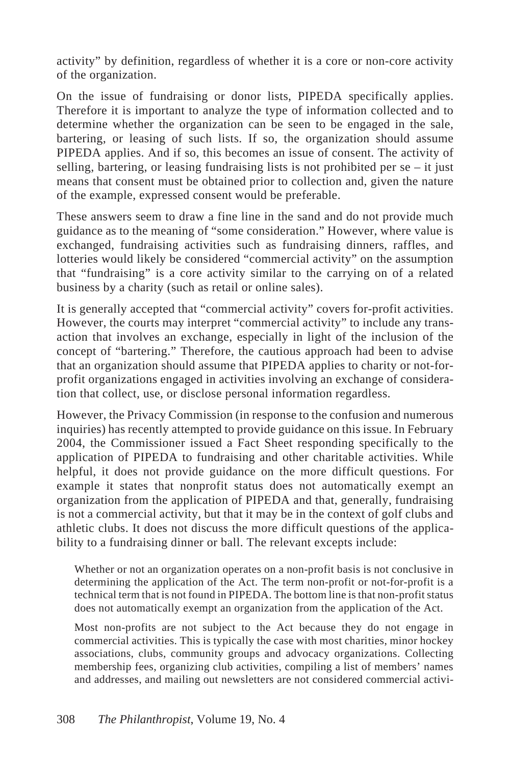activity" by definition, regardless of whether it is a core or non-core activity of the organization.

On the issue of fundraising or donor lists, PIPEDA specifically applies. Therefore it is important to analyze the type of information collected and to determine whether the organization can be seen to be engaged in the sale, bartering, or leasing of such lists. If so, the organization should assume PIPEDA applies. And if so, this becomes an issue of consent. The activity of selling, bartering, or leasing fundraising lists is not prohibited per se – it just means that consent must be obtained prior to collection and, given the nature of the example, expressed consent would be preferable.

These answers seem to draw a fine line in the sand and do not provide much guidance as to the meaning of "some consideration." However, where value is exchanged, fundraising activities such as fundraising dinners, raffles, and lotteries would likely be considered "commercial activity" on the assumption that "fundraising" is a core activity similar to the carrying on of a related business by a charity (such as retail or online sales).

It is generally accepted that "commercial activity" covers for-profit activities. However, the courts may interpret "commercial activity" to include any transaction that involves an exchange, especially in light of the inclusion of the concept of "bartering." Therefore, the cautious approach had been to advise that an organization should assume that PIPEDA applies to charity or not-for-profit organizations engaged in activities involving an exchange of consideration that collect, use, or disclose personal information regardless.

However, the Privacy Commission (in response to the confusion and numerous inquiries) has recently attempted to provide guidance on this issue. In February 2004, the Commissioner issued a Fact Sheet responding specifically to the application of PIPEDA to fundraising and other charitable activities. While helpful, it does not provide guidance on the more difficult questions. For example it states that nonprofit status does not automatically exempt an organization from the application of PIPEDA and that, generally, fundraising is not a commercial activity, but that it may be in the context of golf clubs and athletic clubs. It does not discuss the more difficult questions of the applicability to a fundraising dinner or ball. The relevant excepts include:

> Whether or not an organization operates on a non-profit basis is not conclusive in determining the application of the Act. The term non-profit or not-for-profit is a technical term that is not found in PIPEDA. The bottom line is that non-profit status does not automatically exempt an organization from the application of the Act.
>
> Most non-profits are not subject to the Act because they do not engage in commercial activities. This is typically the case with most charities, minor hockey associations, clubs, community groups and advocacy organizations. Collecting membership fees, organizing club activities, compiling a list of members' names and addresses, and mailing out newsletters are not considered commercial activi-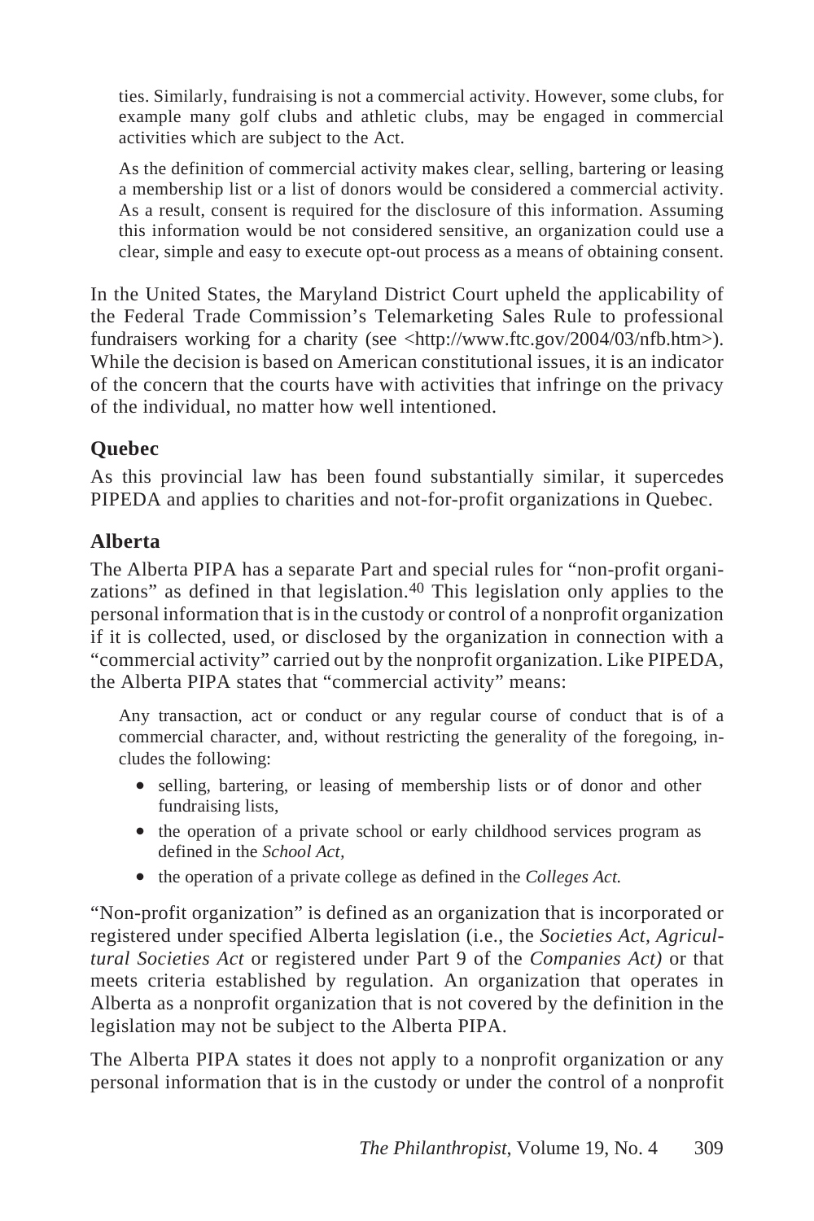ties. Similarly, fundraising is not a commercial activity. However, some clubs, for example many golf clubs and athletic clubs, may be engaged in commercial activities which are subject to the Act.

> As the definition of commercial activity makes clear, selling, bartering or leasing a membership list or a list of donors would be considered a commercial activity. As a result, consent is required for the disclosure of this information. Assuming this information would be not considered sensitive, an organization could use a clear, simple and easy to execute opt-out process as a means of obtaining consent.

In the United States, the Maryland District Court upheld the applicability of the Federal Trade Commission's Telemarketing Sales Rule to professional fundraisers working for a charity (see <http://www.ftc.gov/2004/03/nfb.htm>). While the decision is based on American constitutional issues, it is an indicator of the concern that the courts have with activities that infringe on the privacy of the individual, no matter how well intentioned.

### Quebec

As this provincial law has been found substantially similar, it supercedes PIPEDA and applies to charities and not-for-profit organizations in Quebec.

### Alberta

The Alberta PIPA has a separate Part and special rules for "non-profit organizations" as defined in that legislation.[40] This legislation only applies to the personal information that is in the custody or control of a nonprofit organization if it is collected, used, or disclosed by the organization in connection with a "commercial activity" carried out by the nonprofit organization. Like PIPEDA, the Alberta PIPA states that "commercial activity" means:

> Any transaction, act or conduct or any regular course of conduct that is of a commercial character, and, without restricting the generality of the foregoing, includes the following:
>
> - selling, bartering, or leasing of membership lists or of donor and other fundraising lists,
> - the operation of a private school or early childhood services program as defined in the *School Act,*
> - the operation of a private college as defined in the *Colleges Act.*

"Non-profit organization" is defined as an organization that is incorporated or registered under specified Alberta legislation (i.e., the *Societies Act, Agricultural Societies Act* or registered under Part 9 of the *Companies Act)* or that meets criteria established by regulation. An organization that operates in Alberta as a nonprofit organization that is not covered by the definition in the legislation may not be subject to the Alberta PIPA.

The Alberta PIPA states it does not apply to a nonprofit organization or any personal information that is in the custody or under the control of a nonprofit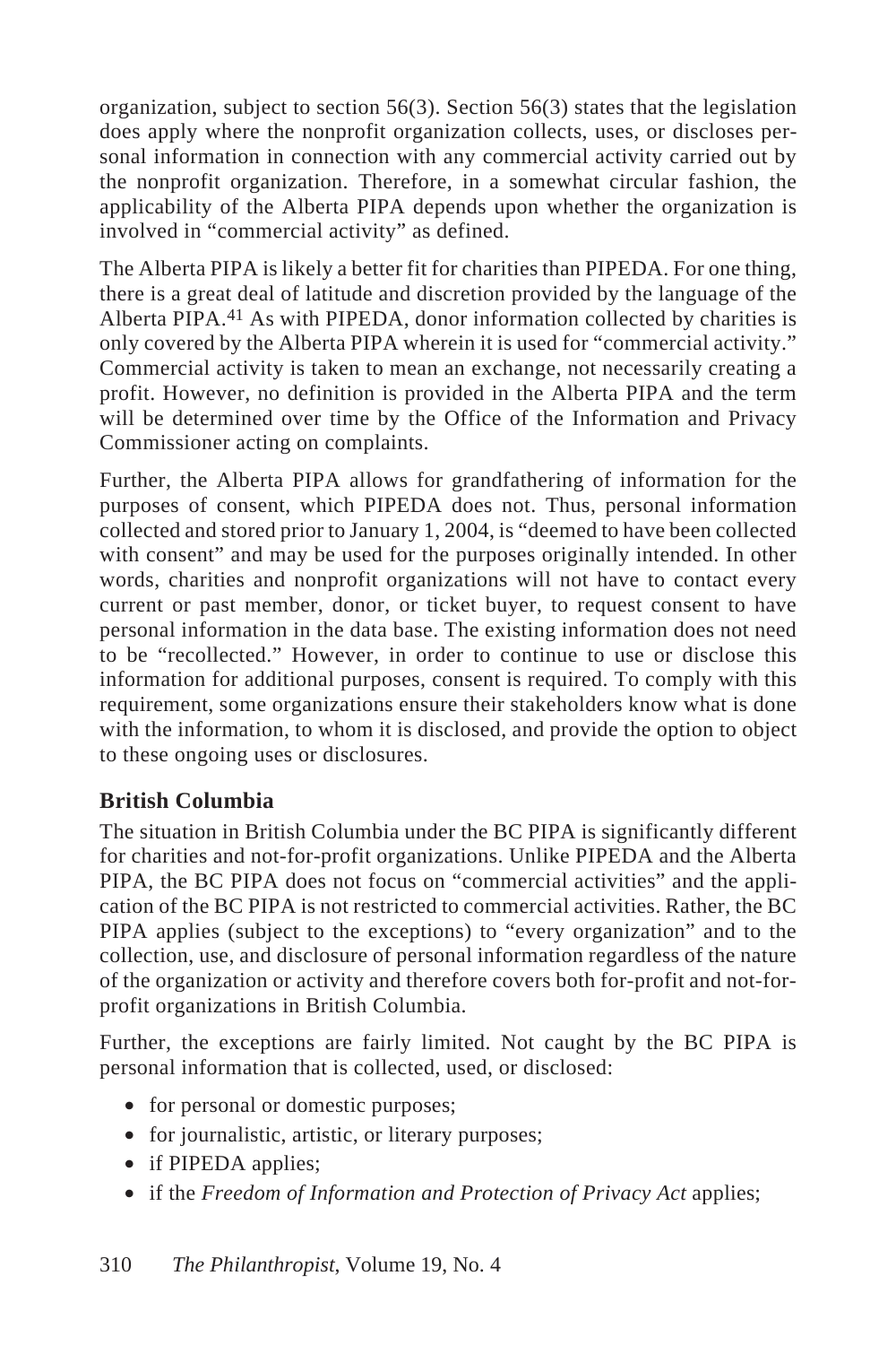organization, subject to section 56(3). Section 56(3) states that the legislation does apply where the nonprofit organization collects, uses, or discloses personal information in connection with any commercial activity carried out by the nonprofit organization. Therefore, in a somewhat circular fashion, the applicability of the Alberta PIPA depends upon whether the organization is involved in "commercial activity" as defined.

The Alberta PIPA is likely a better fit for charities than PIPEDA. For one thing, there is a great deal of latitude and discretion provided by the language of the Alberta PIPA.[41] As with PIPEDA, donor information collected by charities is only covered by the Alberta PIPA wherein it is used for "commercial activity." Commercial activity is taken to mean an exchange, not necessarily creating a profit. However, no definition is provided in the Alberta PIPA and the term will be determined over time by the Office of the Information and Privacy Commissioner acting on complaints.

Further, the Alberta PIPA allows for grandfathering of information for the purposes of consent, which PIPEDA does not. Thus, personal information collected and stored prior to January 1, 2004, is "deemed to have been collected with consent" and may be used for the purposes originally intended. In other words, charities and nonprofit organizations will not have to contact every current or past member, donor, or ticket buyer, to request consent to have personal information in the data base. The existing information does not need to be "recollected." However, in order to continue to use or disclose this information for additional purposes, consent is required. To comply with this requirement, some organizations ensure their stakeholders know what is done with the information, to whom it is disclosed, and provide the option to object to these ongoing uses or disclosures.

### British Columbia

The situation in British Columbia under the BC PIPA is significantly different for charities and not-for-profit organizations. Unlike PIPEDA and the Alberta PIPA, the BC PIPA does not focus on "commercial activities" and the application of the BC PIPA is not restricted to commercial activities. Rather, the BC PIPA applies (subject to the exceptions) to "every organization" and to the collection, use, and disclosure of personal information regardless of the nature of the organization or activity and therefore covers both for-profit and not-for-profit organizations in British Columbia.

Further, the exceptions are fairly limited. Not caught by the BC PIPA is personal information that is collected, used, or disclosed:

- for personal or domestic purposes;
- for journalistic, artistic, or literary purposes;
- if PIPEDA applies;
- if the *Freedom of Information and Protection of Privacy Act* applies;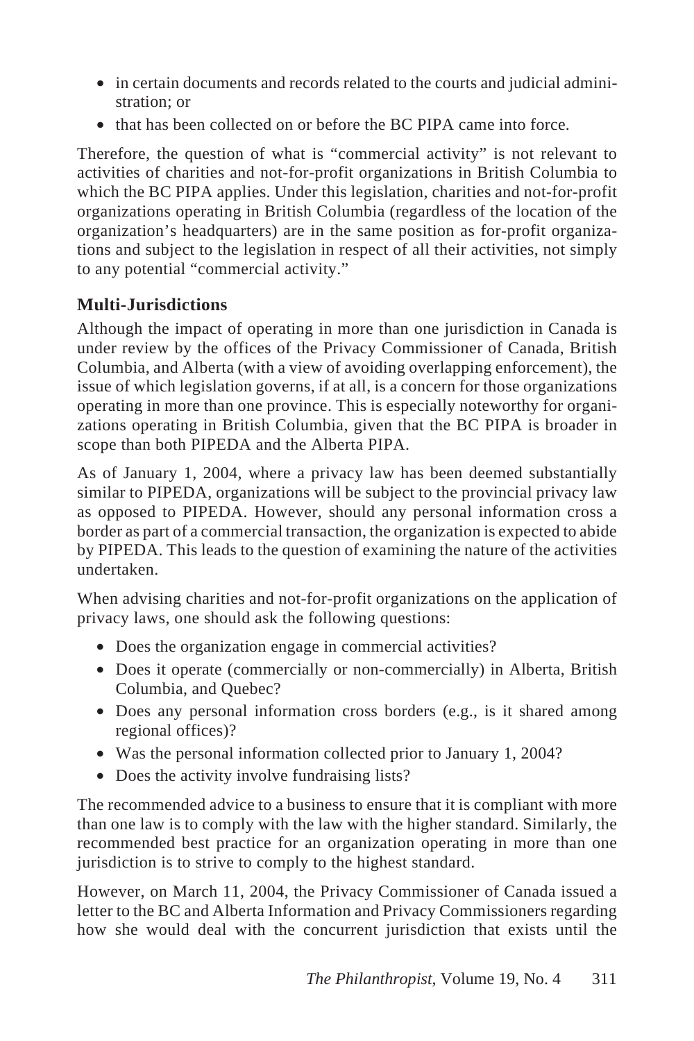- in certain documents and records related to the courts and judicial administration; or
- that has been collected on or before the BC PIPA came into force.

Therefore, the question of what is "commercial activity" is not relevant to activities of charities and not-for-profit organizations in British Columbia to which the BC PIPA applies. Under this legislation, charities and not-for-profit organizations operating in British Columbia (regardless of the location of the organization's headquarters) are in the same position as for-profit organizations and subject to the legislation in respect of all their activities, not simply to any potential "commercial activity."

### Multi-Jurisdictions

Although the impact of operating in more than one jurisdiction in Canada is under review by the offices of the Privacy Commissioner of Canada, British Columbia, and Alberta (with a view of avoiding overlapping enforcement), the issue of which legislation governs, if at all, is a concern for those organizations operating in more than one province. This is especially noteworthy for organizations operating in British Columbia, given that the BC PIPA is broader in scope than both PIPEDA and the Alberta PIPA.

As of January 1, 2004, where a privacy law has been deemed substantially similar to PIPEDA, organizations will be subject to the provincial privacy law as opposed to PIPEDA. However, should any personal information cross a border as part of a commercial transaction, the organization is expected to abide by PIPEDA. This leads to the question of examining the nature of the activities undertaken.

When advising charities and not-for-profit organizations on the application of privacy laws, one should ask the following questions:

- Does the organization engage in commercial activities?
- Does it operate (commercially or non-commercially) in Alberta, British Columbia, and Quebec?
- Does any personal information cross borders (e.g., is it shared among regional offices)?
- Was the personal information collected prior to January 1, 2004?
- Does the activity involve fundraising lists?

The recommended advice to a business to ensure that it is compliant with more than one law is to comply with the law with the higher standard. Similarly, the recommended best practice for an organization operating in more than one jurisdiction is to strive to comply to the highest standard.

However, on March 11, 2004, the Privacy Commissioner of Canada issued a letter to the BC and Alberta Information and Privacy Commissioners regarding how she would deal with the concurrent jurisdiction that exists until the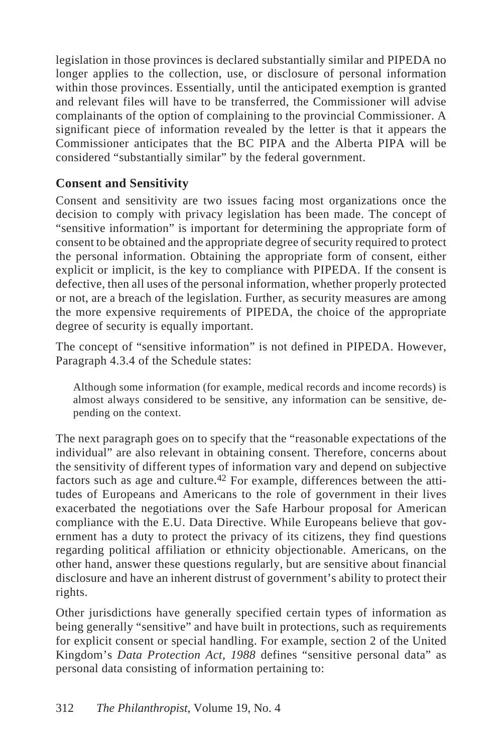legislation in those provinces is declared substantially similar and PIPEDA no longer applies to the collection, use, or disclosure of personal information within those provinces. Essentially, until the anticipated exemption is granted and relevant files will have to be transferred, the Commissioner will advise complainants of the option of complaining to the provincial Commissioner. A significant piece of information revealed by the letter is that it appears the Commissioner anticipates that the BC PIPA and the Alberta PIPA will be considered "substantially similar" by the federal government.

### Consent and Sensitivity

Consent and sensitivity are two issues facing most organizations once the decision to comply with privacy legislation has been made. The concept of "sensitive information" is important for determining the appropriate form of consent to be obtained and the appropriate degree of security required to protect the personal information. Obtaining the appropriate form of consent, either explicit or implicit, is the key to compliance with PIPEDA. If the consent is defective, then all uses of the personal information, whether properly protected or not, are a breach of the legislation. Further, as security measures are among the more expensive requirements of PIPEDA, the choice of the appropriate degree of security is equally important.

The concept of "sensitive information" is not defined in PIPEDA. However, Paragraph 4.3.4 of the Schedule states:

> Although some information (for example, medical records and income records) is almost always considered to be sensitive, any information can be sensitive, depending on the context.

The next paragraph goes on to specify that the "reasonable expectations of the individual" are also relevant in obtaining consent. Therefore, concerns about the sensitivity of different types of information vary and depend on subjective factors such as age and culture.[42] For example, differences between the attitudes of Europeans and Americans to the role of government in their lives exacerbated the negotiations over the Safe Harbour proposal for American compliance with the E.U. Data Directive. While Europeans believe that government has a duty to protect the privacy of its citizens, they find questions regarding political affiliation or ethnicity objectionable. Americans, on the other hand, answer these questions regularly, but are sensitive about financial disclosure and have an inherent distrust of government's ability to protect their rights.

Other jurisdictions have generally specified certain types of information as being generally "sensitive" and have built in protections, such as requirements for explicit consent or special handling. For example, section 2 of the United Kingdom's *Data Protection Act, 1988* defines "sensitive personal data" as personal data consisting of information pertaining to: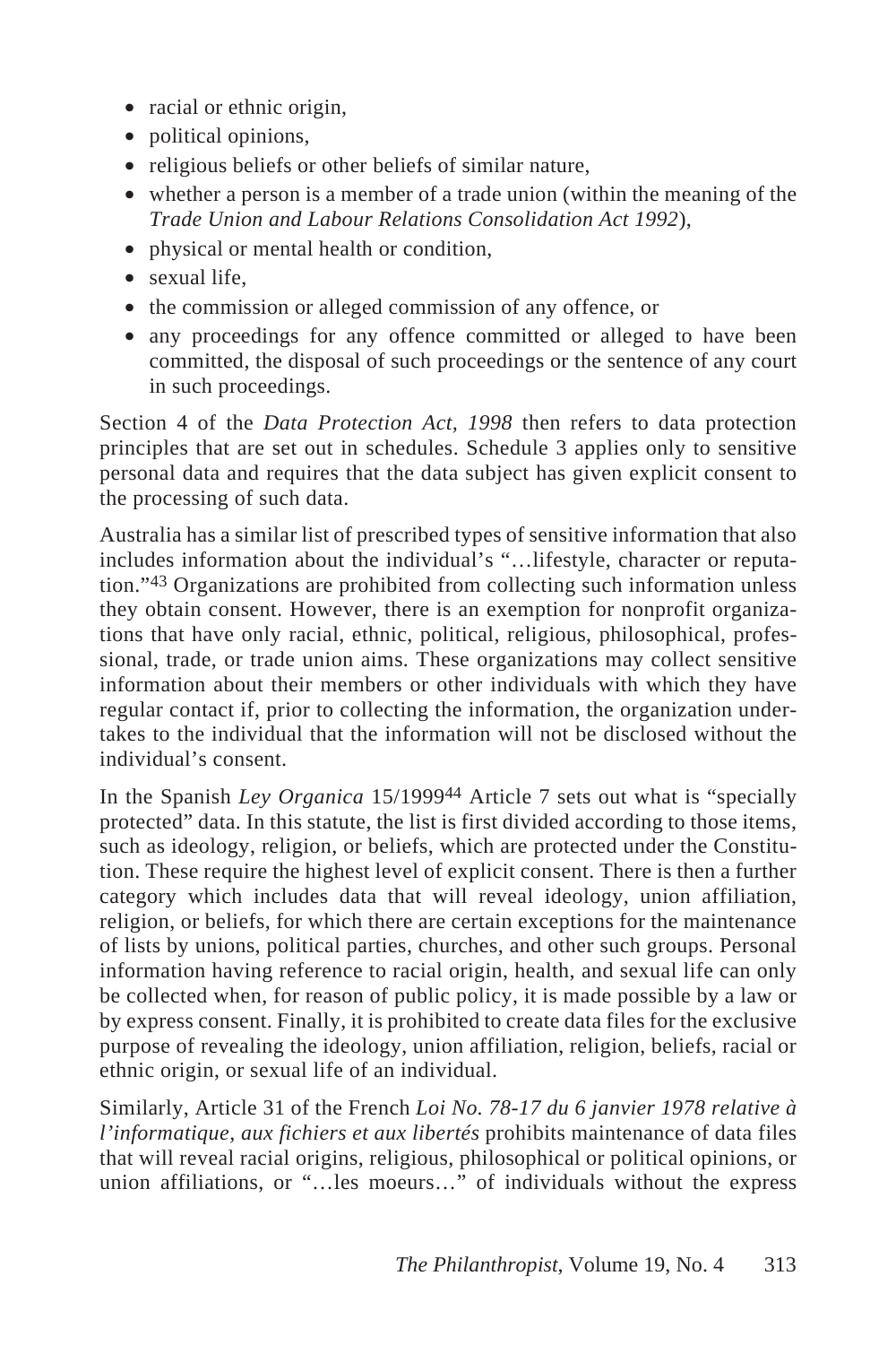- racial or ethnic origin,
- political opinions,
- religious beliefs or other beliefs of similar nature,
- whether a person is a member of a trade union (within the meaning of the *Trade Union and Labour Relations Consolidation Act 1992*),
- physical or mental health or condition,
- sexual life,
- the commission or alleged commission of any offence, or
- any proceedings for any offence committed or alleged to have been committed, the disposal of such proceedings or the sentence of any court in such proceedings.

Section 4 of the *Data Protection Act, 1998* then refers to data protection principles that are set out in schedules. Schedule 3 applies only to sensitive personal data and requires that the data subject has given explicit consent to the processing of such data.

Australia has a similar list of prescribed types of sensitive information that also includes information about the individual's "…lifestyle, character or reputation."[43] Organizations are prohibited from collecting such information unless they obtain consent. However, there is an exemption for nonprofit organizations that have only racial, ethnic, political, religious, philosophical, professional, trade, or trade union aims. These organizations may collect sensitive information about their members or other individuals with which they have regular contact if, prior to collecting the information, the organization undertakes to the individual that the information will not be disclosed without the individual's consent.

In the Spanish *Ley Organica* 15/1999[44] Article 7 sets out what is "specially protected" data. In this statute, the list is first divided according to those items, such as ideology, religion, or beliefs, which are protected under the Constitution. These require the highest level of explicit consent. There is then a further category which includes data that will reveal ideology, union affiliation, religion, or beliefs, for which there are certain exceptions for the maintenance of lists by unions, political parties, churches, and other such groups. Personal information having reference to racial origin, health, and sexual life can only be collected when, for reason of public policy, it is made possible by a law or by express consent. Finally, it is prohibited to create data files for the exclusive purpose of revealing the ideology, union affiliation, religion, beliefs, racial or ethnic origin, or sexual life of an individual.

Similarly, Article 31 of the French *Loi No. 78-17 du 6 janvier 1978 relative à l'informatique, aux fichiers et aux libertés* prohibits maintenance of data files that will reveal racial origins, religious, philosophical or political opinions, or union affiliations, or "…les moeurs…" of individuals without the express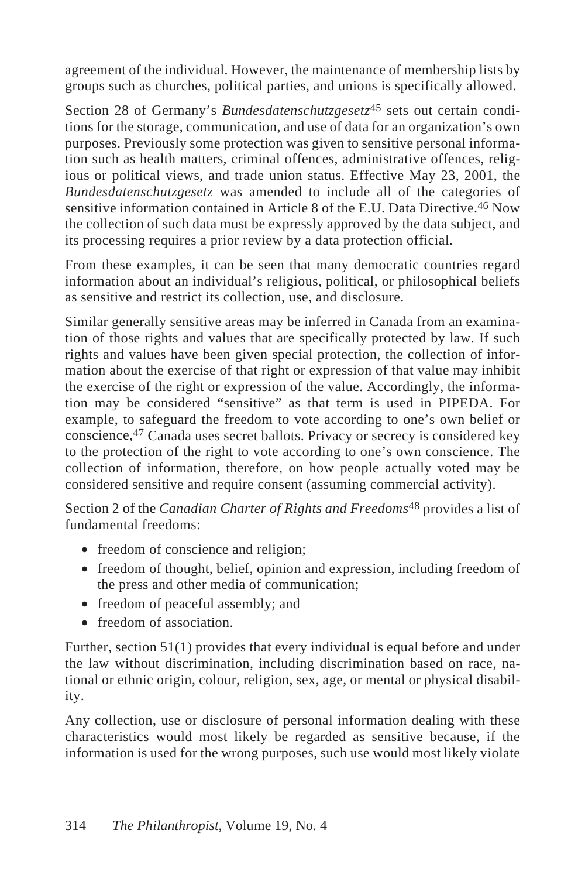agreement of the individual. However, the maintenance of membership lists by groups such as churches, political parties, and unions is specifically allowed.

Section 28 of Germany's *Bundesdatenschutzgesetz*[45] sets out certain conditions for the storage, communication, and use of data for an organization's own purposes. Previously some protection was given to sensitive personal information such as health matters, criminal offences, administrative offences, religious or political views, and trade union status. Effective May 23, 2001, the *Bundesdatenschutzgesetz* was amended to include all of the categories of sensitive information contained in Article 8 of the E.U. Data Directive.[46] Now the collection of such data must be expressly approved by the data subject, and its processing requires a prior review by a data protection official.

From these examples, it can be seen that many democratic countries regard information about an individual's religious, political, or philosophical beliefs as sensitive and restrict its collection, use, and disclosure.

Similar generally sensitive areas may be inferred in Canada from an examination of those rights and values that are specifically protected by law. If such rights and values have been given special protection, the collection of information about the exercise of that right or expression of that value may inhibit the exercise of the right or expression of the value. Accordingly, the information may be considered "sensitive" as that term is used in PIPEDA. For example, to safeguard the freedom to vote according to one's own belief or conscience,[47] Canada uses secret ballots. Privacy or secrecy is considered key to the protection of the right to vote according to one's own conscience. The collection of information, therefore, on how people actually voted may be considered sensitive and require consent (assuming commercial activity).

Section 2 of the *Canadian Charter of Rights and Freedoms*[48] provides a list of fundamental freedoms:

- freedom of conscience and religion;
- freedom of thought, belief, opinion and expression, including freedom of the press and other media of communication;
- freedom of peaceful assembly; and
- freedom of association.

Further, section 51(1) provides that every individual is equal before and under the law without discrimination, including discrimination based on race, national or ethnic origin, colour, religion, sex, age, or mental or physical disability.

Any collection, use or disclosure of personal information dealing with these characteristics would most likely be regarded as sensitive because, if the information is used for the wrong purposes, such use would most likely violate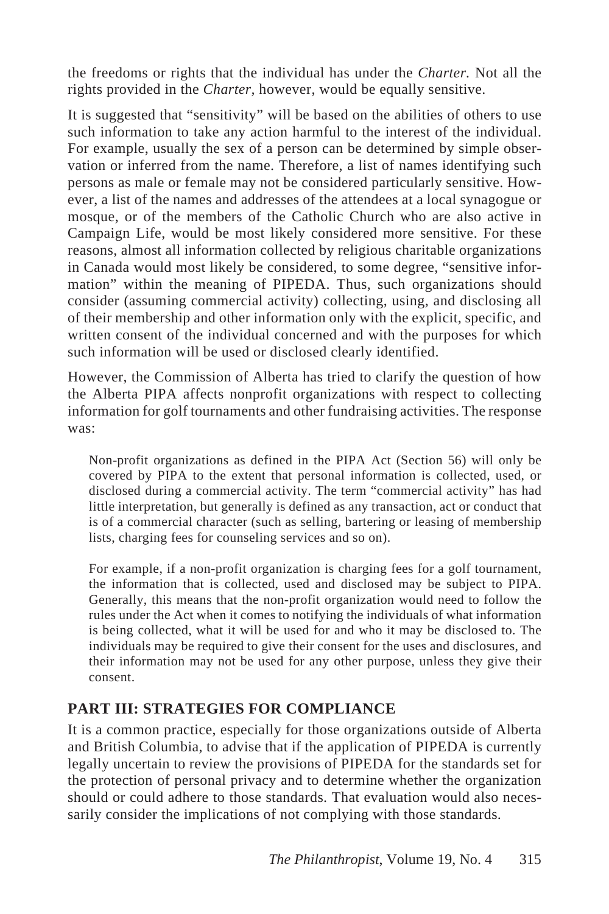the freedoms or rights that the individual has under the *Charter.* Not all the rights provided in the *Charter,* however, would be equally sensitive.

It is suggested that "sensitivity" will be based on the abilities of others to use such information to take any action harmful to the interest of the individual. For example, usually the sex of a person can be determined by simple observation or inferred from the name. Therefore, a list of names identifying such persons as male or female may not be considered particularly sensitive. However, a list of the names and addresses of the attendees at a local synagogue or mosque, or of the members of the Catholic Church who are also active in Campaign Life, would be most likely considered more sensitive. For these reasons, almost all information collected by religious charitable organizations in Canada would most likely be considered, to some degree, "sensitive information" within the meaning of PIPEDA. Thus, such organizations should consider (assuming commercial activity) collecting, using, and disclosing all of their membership and other information only with the explicit, specific, and written consent of the individual concerned and with the purposes for which such information will be used or disclosed clearly identified.

However, the Commission of Alberta has tried to clarify the question of how the Alberta PIPA affects nonprofit organizations with respect to collecting information for golf tournaments and other fundraising activities. The response was:

> Non-profit organizations as defined in the PIPA Act (Section 56) will only be covered by PIPA to the extent that personal information is collected, used, or disclosed during a commercial activity. The term "commercial activity" has had little interpretation, but generally is defined as any transaction, act or conduct that is of a commercial character (such as selling, bartering or leasing of membership lists, charging fees for counseling services and so on).
>
> For example, if a non-profit organization is charging fees for a golf tournament, the information that is collected, used and disclosed may be subject to PIPA. Generally, this means that the non-profit organization would need to follow the rules under the Act when it comes to notifying the individuals of what information is being collected, what it will be used for and who it may be disclosed to. The individuals may be required to give their consent for the uses and disclosures, and their information may not be used for any other purpose, unless they give their consent.

## PART III: STRATEGIES FOR COMPLIANCE

It is a common practice, especially for those organizations outside of Alberta and British Columbia, to advise that if the application of PIPEDA is currently legally uncertain to review the provisions of PIPEDA for the standards set for the protection of personal privacy and to determine whether the organization should or could adhere to those standards. That evaluation would also necessarily consider the implications of not complying with those standards.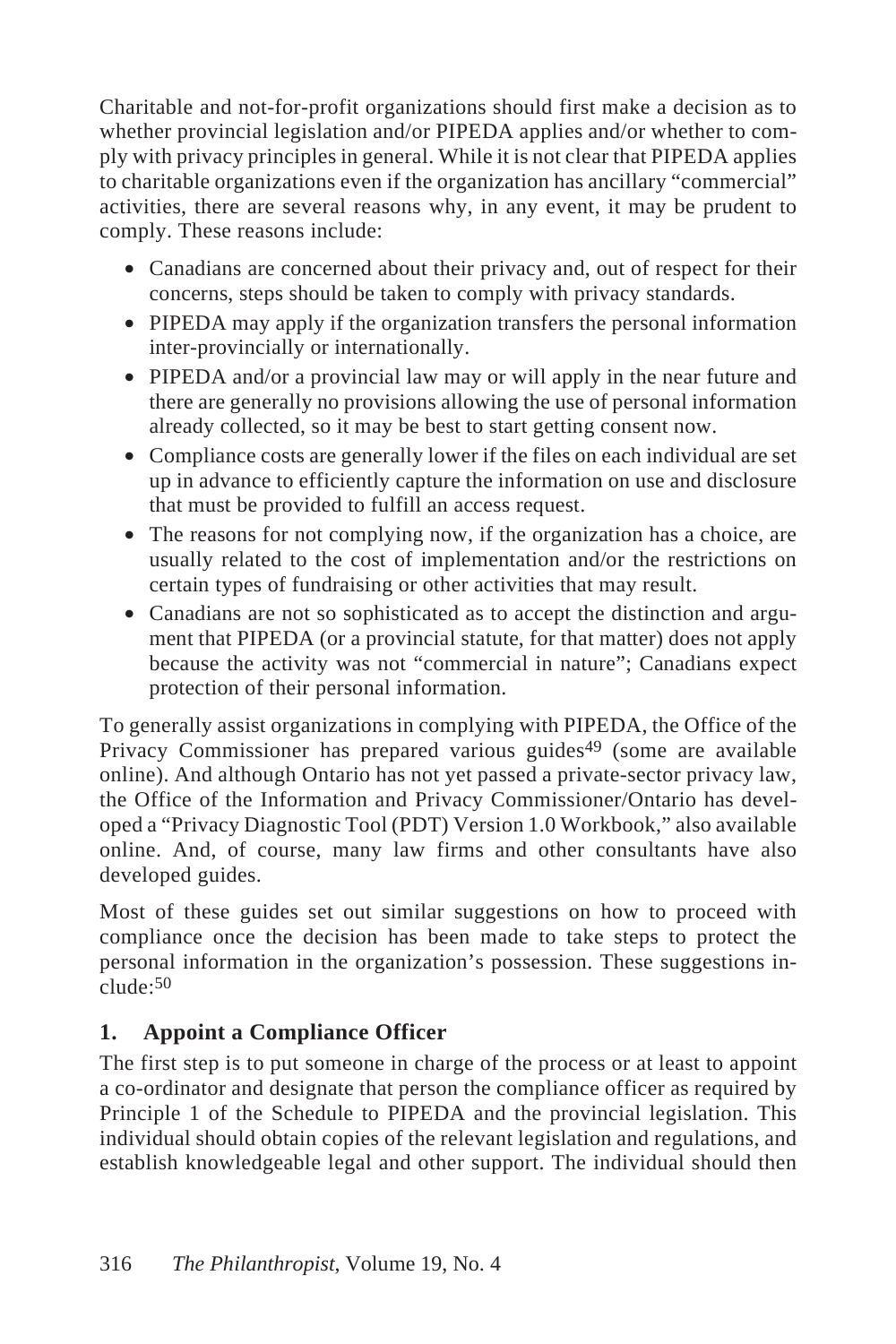Charitable and not-for-profit organizations should first make a decision as to whether provincial legislation and/or PIPEDA applies and/or whether to comply with privacy principles in general. While it is not clear that PIPEDA applies to charitable organizations even if the organization has ancillary "commercial" activities, there are several reasons why, in any event, it may be prudent to comply. These reasons include:

- Canadians are concerned about their privacy and, out of respect for their concerns, steps should be taken to comply with privacy standards.
- PIPEDA may apply if the organization transfers the personal information inter-provincially or internationally.
- PIPEDA and/or a provincial law may or will apply in the near future and there are generally no provisions allowing the use of personal information already collected, so it may be best to start getting consent now.
- Compliance costs are generally lower if the files on each individual are set up in advance to efficiently capture the information on use and disclosure that must be provided to fulfill an access request.
- The reasons for not complying now, if the organization has a choice, are usually related to the cost of implementation and/or the restrictions on certain types of fundraising or other activities that may result.
- Canadians are not so sophisticated as to accept the distinction and argument that PIPEDA (or a provincial statute, for that matter) does not apply because the activity was not "commercial in nature"; Canadians expect protection of their personal information.

To generally assist organizations in complying with PIPEDA, the Office of the Privacy Commissioner has prepared various guides[49] (some are available online). And although Ontario has not yet passed a private-sector privacy law, the Office of the Information and Privacy Commissioner/Ontario has developed a "Privacy Diagnostic Tool (PDT) Version 1.0 Workbook," also available online. And, of course, many law firms and other consultants have also developed guides.

Most of these guides set out similar suggestions on how to proceed with compliance once the decision has been made to take steps to protect the personal information in the organization's possession. These suggestions include:[50]

### 1. Appoint a Compliance Officer

The first step is to put someone in charge of the process or at least to appoint a co-ordinator and designate that person the compliance officer as required by Principle 1 of the Schedule to PIPEDA and the provincial legislation. This individual should obtain copies of the relevant legislation and regulations, and establish knowledgeable legal and other support. The individual should then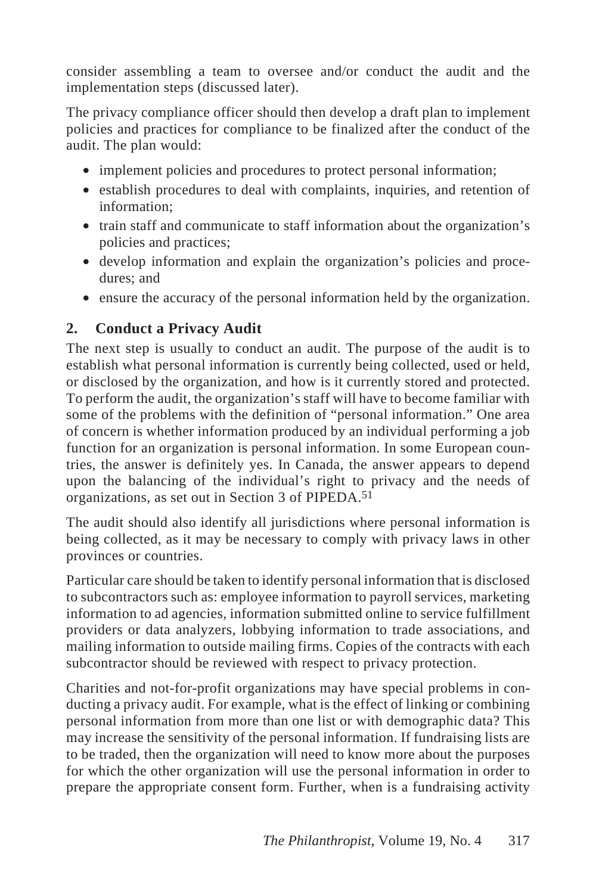consider assembling a team to oversee and/or conduct the audit and the implementation steps (discussed later).

The privacy compliance officer should then develop a draft plan to implement policies and practices for compliance to be finalized after the conduct of the audit. The plan would:

- implement policies and procedures to protect personal information;
- establish procedures to deal with complaints, inquiries, and retention of information;
- train staff and communicate to staff information about the organization's policies and practices;
- develop information and explain the organization's policies and procedures; and
- ensure the accuracy of the personal information held by the organization.

## 2. Conduct a Privacy Audit

The next step is usually to conduct an audit. The purpose of the audit is to establish what personal information is currently being collected, used or held, or disclosed by the organization, and how is it currently stored and protected. To perform the audit, the organization's staff will have to become familiar with some of the problems with the definition of "personal information." One area of concern is whether information produced by an individual performing a job function for an organization is personal information. In some European countries, the answer is definitely yes. In Canada, the answer appears to depend upon the balancing of the individual's right to privacy and the needs of organizations, as set out in Section 3 of PIPEDA.[51]

The audit should also identify all jurisdictions where personal information is being collected, as it may be necessary to comply with privacy laws in other provinces or countries.

Particular care should be taken to identify personal information that is disclosed to subcontractors such as: employee information to payroll services, marketing information to ad agencies, information submitted online to service fulfillment providers or data analyzers, lobbying information to trade associations, and mailing information to outside mailing firms. Copies of the contracts with each subcontractor should be reviewed with respect to privacy protection.

Charities and not-for-profit organizations may have special problems in conducting a privacy audit. For example, what is the effect of linking or combining personal information from more than one list or with demographic data? This may increase the sensitivity of the personal information. If fundraising lists are to be traded, then the organization will need to know more about the purposes for which the other organization will use the personal information in order to prepare the appropriate consent form. Further, when is a fundraising activity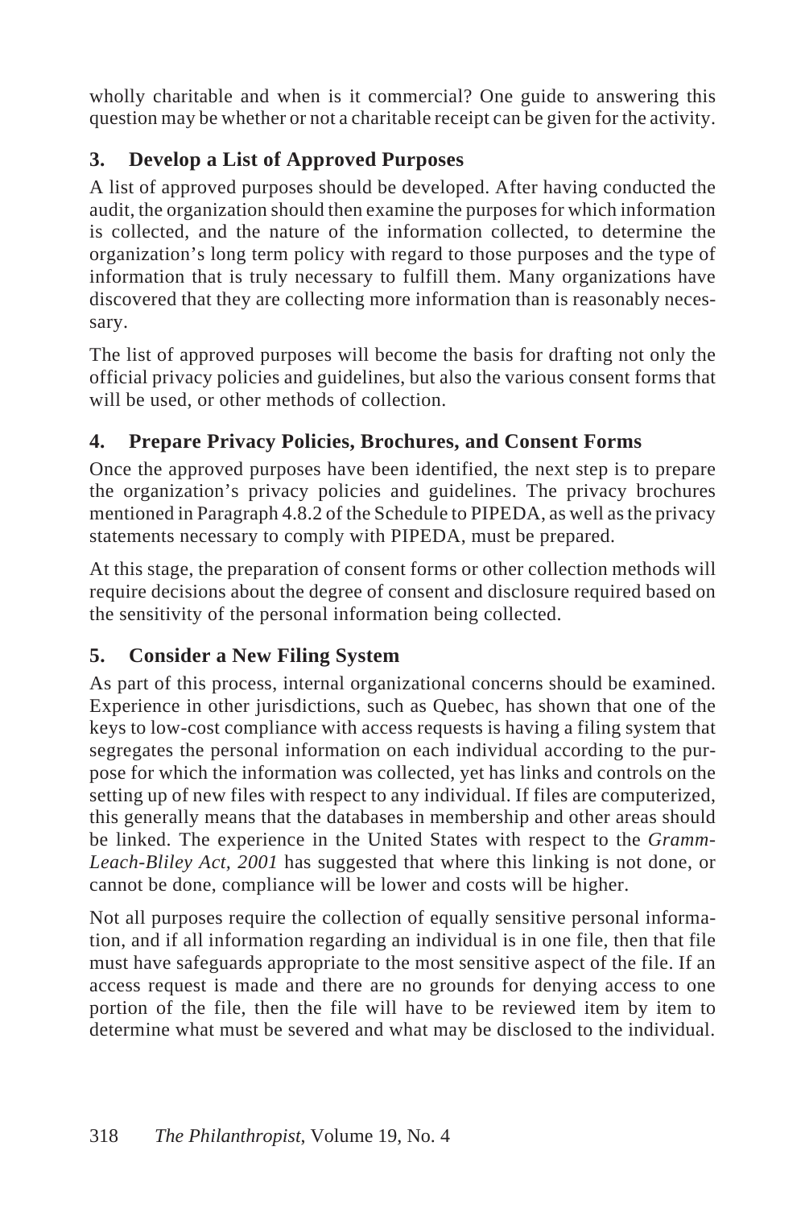wholly charitable and when is it commercial? One guide to answering this question may be whether or not a charitable receipt can be given for the activity.

### 3. Develop a List of Approved Purposes

A list of approved purposes should be developed. After having conducted the audit, the organization should then examine the purposes for which information is collected, and the nature of the information collected, to determine the organization's long term policy with regard to those purposes and the type of information that is truly necessary to fulfill them. Many organizations have discovered that they are collecting more information than is reasonably necessary.

The list of approved purposes will become the basis for drafting not only the official privacy policies and guidelines, but also the various consent forms that will be used, or other methods of collection.

### 4. Prepare Privacy Policies, Brochures, and Consent Forms

Once the approved purposes have been identified, the next step is to prepare the organization's privacy policies and guidelines. The privacy brochures mentioned in Paragraph 4.8.2 of the Schedule to PIPEDA, as well as the privacy statements necessary to comply with PIPEDA, must be prepared.

At this stage, the preparation of consent forms or other collection methods will require decisions about the degree of consent and disclosure required based on the sensitivity of the personal information being collected.

### 5. Consider a New Filing System

As part of this process, internal organizational concerns should be examined. Experience in other jurisdictions, such as Quebec, has shown that one of the keys to low-cost compliance with access requests is having a filing system that segregates the personal information on each individual according to the purpose for which the information was collected, yet has links and controls on the setting up of new files with respect to any individual. If files are computerized, this generally means that the databases in membership and other areas should be linked. The experience in the United States with respect to the *Gramm-Leach-Bliley Act, 2001* has suggested that where this linking is not done, or cannot be done, compliance will be lower and costs will be higher.

Not all purposes require the collection of equally sensitive personal information, and if all information regarding an individual is in one file, then that file must have safeguards appropriate to the most sensitive aspect of the file. If an access request is made and there are no grounds for denying access to one portion of the file, then the file will have to be reviewed item by item to determine what must be severed and what may be disclosed to the individual.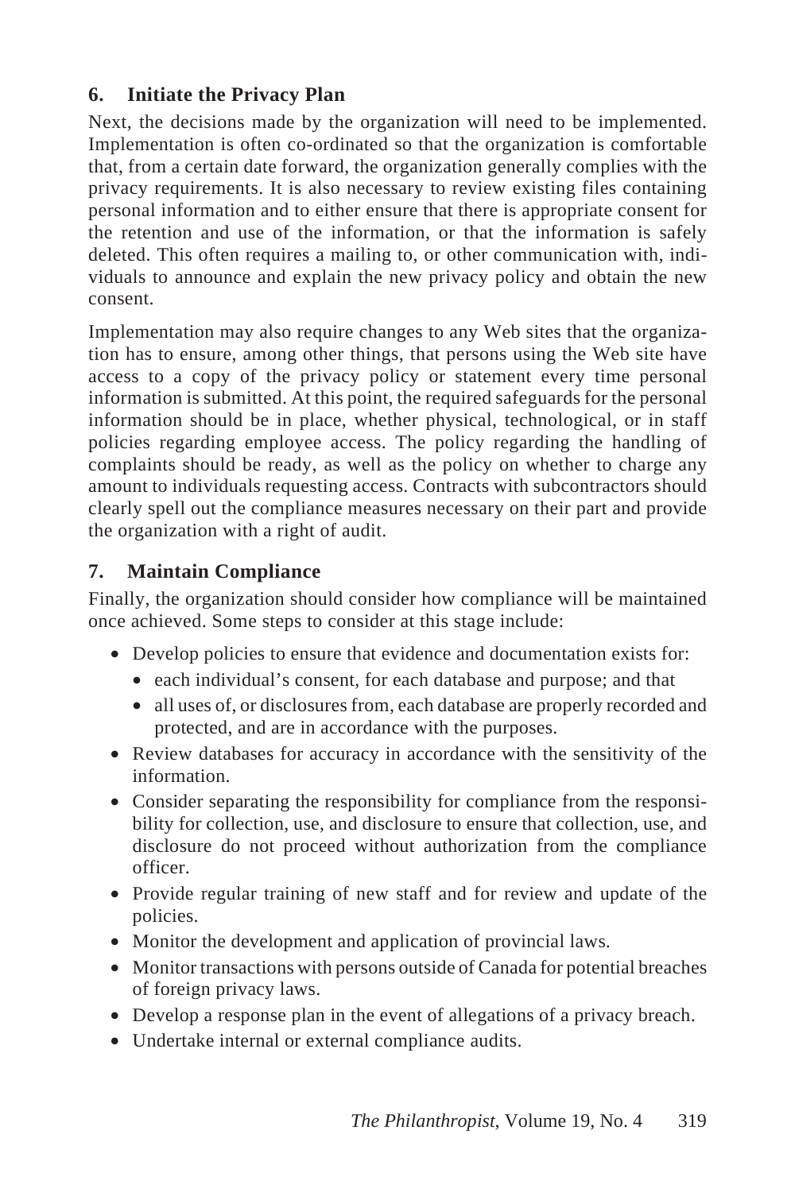## 6. Initiate the Privacy Plan

Next, the decisions made by the organization will need to be implemented. Implementation is often co-ordinated so that the organization is comfortable that, from a certain date forward, the organization generally complies with the privacy requirements. It is also necessary to review existing files containing personal information and to either ensure that there is appropriate consent for the retention and use of the information, or that the information is safely deleted. This often requires a mailing to, or other communication with, individuals to announce and explain the new privacy policy and obtain the new consent.

Implementation may also require changes to any Web sites that the organization has to ensure, among other things, that persons using the Web site have access to a copy of the privacy policy or statement every time personal information is submitted. At this point, the required safeguards for the personal information should be in place, whether physical, technological, or in staff policies regarding employee access. The policy regarding the handling of complaints should be ready, as well as the policy on whether to charge any amount to individuals requesting access. Contracts with subcontractors should clearly spell out the compliance measures necessary on their part and provide the organization with a right of audit.

## 7. Maintain Compliance

Finally, the organization should consider how compliance will be maintained once achieved. Some steps to consider at this stage include:

- Develop policies to ensure that evidence and documentation exists for:
  - each individual's consent, for each database and purpose; and that
  - all uses of, or disclosures from, each database are properly recorded and protected, and are in accordance with the purposes.
- Review databases for accuracy in accordance with the sensitivity of the information.
- Consider separating the responsibility for compliance from the responsibility for collection, use, and disclosure to ensure that collection, use, and disclosure do not proceed without authorization from the compliance officer.
- Provide regular training of new staff and for review and update of the policies.
- Monitor the development and application of provincial laws.
- Monitor transactions with persons outside of Canada for potential breaches of foreign privacy laws.
- Develop a response plan in the event of allegations of a privacy breach.
- Undertake internal or external compliance audits.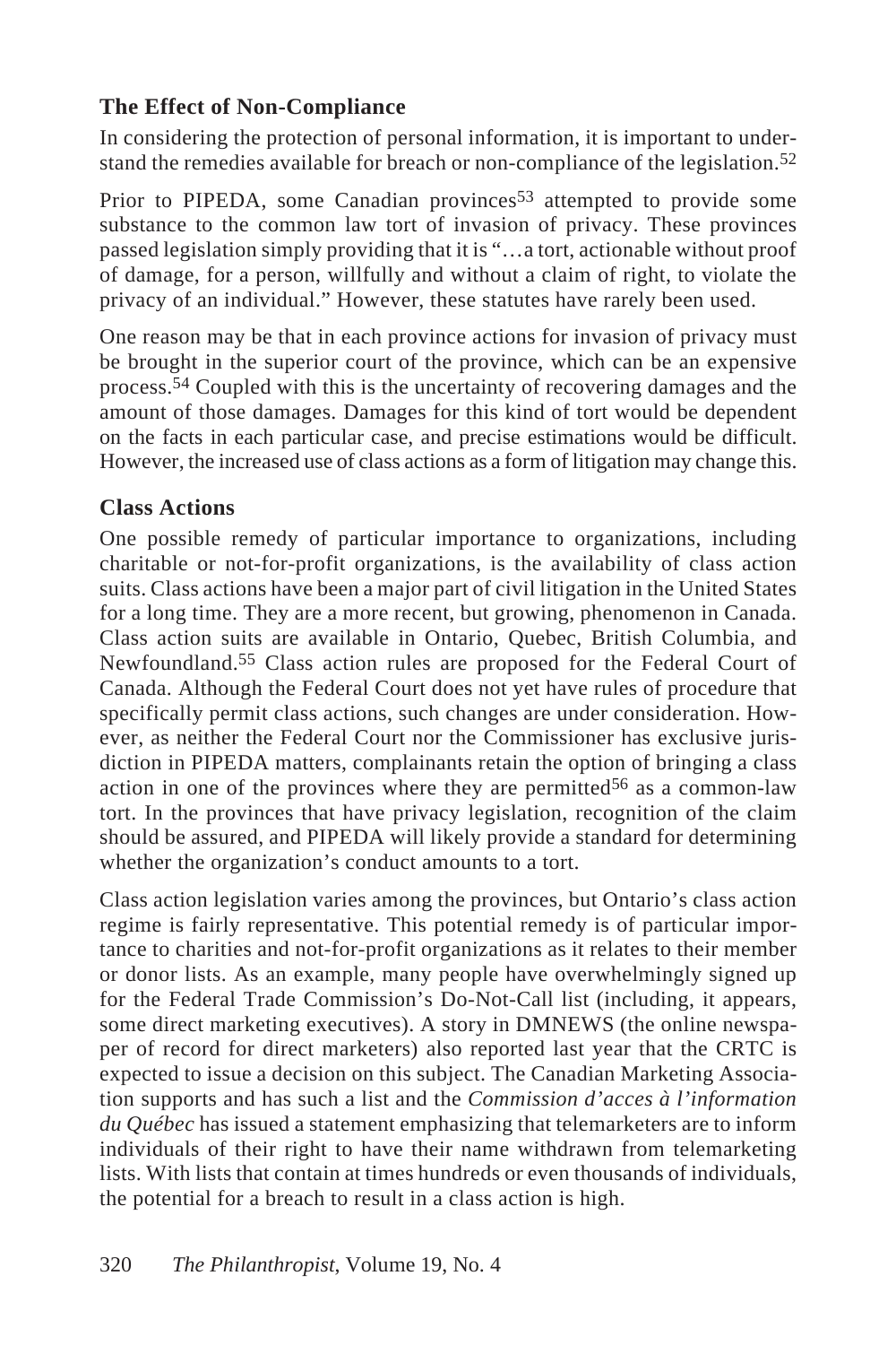### The Effect of Non-Compliance

In considering the protection of personal information, it is important to understand the remedies available for breach or non-compliance of the legislation.[52]

Prior to PIPEDA, some Canadian provinces[53] attempted to provide some substance to the common law tort of invasion of privacy. These provinces passed legislation simply providing that it is "…a tort, actionable without proof of damage, for a person, willfully and without a claim of right, to violate the privacy of an individual." However, these statutes have rarely been used.

One reason may be that in each province actions for invasion of privacy must be brought in the superior court of the province, which can be an expensive process.[54] Coupled with this is the uncertainty of recovering damages and the amount of those damages. Damages for this kind of tort would be dependent on the facts in each particular case, and precise estimations would be difficult. However, the increased use of class actions as a form of litigation may change this.

### Class Actions

One possible remedy of particular importance to organizations, including charitable or not-for-profit organizations, is the availability of class action suits. Class actions have been a major part of civil litigation in the United States for a long time. They are a more recent, but growing, phenomenon in Canada. Class action suits are available in Ontario, Quebec, British Columbia, and Newfoundland.[55] Class action rules are proposed for the Federal Court of Canada. Although the Federal Court does not yet have rules of procedure that specifically permit class actions, such changes are under consideration. However, as neither the Federal Court nor the Commissioner has exclusive jurisdiction in PIPEDA matters, complainants retain the option of bringing a class action in one of the provinces where they are permitted[56] as a common-law tort. In the provinces that have privacy legislation, recognition of the claim should be assured, and PIPEDA will likely provide a standard for determining whether the organization's conduct amounts to a tort.

Class action legislation varies among the provinces, but Ontario's class action regime is fairly representative. This potential remedy is of particular importance to charities and not-for-profit organizations as it relates to their member or donor lists. As an example, many people have overwhelmingly signed up for the Federal Trade Commission's Do-Not-Call list (including, it appears, some direct marketing executives). A story in DMNEWS (the online newspaper of record for direct marketers) also reported last year that the CRTC is expected to issue a decision on this subject. The Canadian Marketing Association supports and has such a list and the *Commission d'acces à l'information du Québec* has issued a statement emphasizing that telemarketers are to inform individuals of their right to have their name withdrawn from telemarketing lists. With lists that contain at times hundreds or even thousands of individuals, the potential for a breach to result in a class action is high.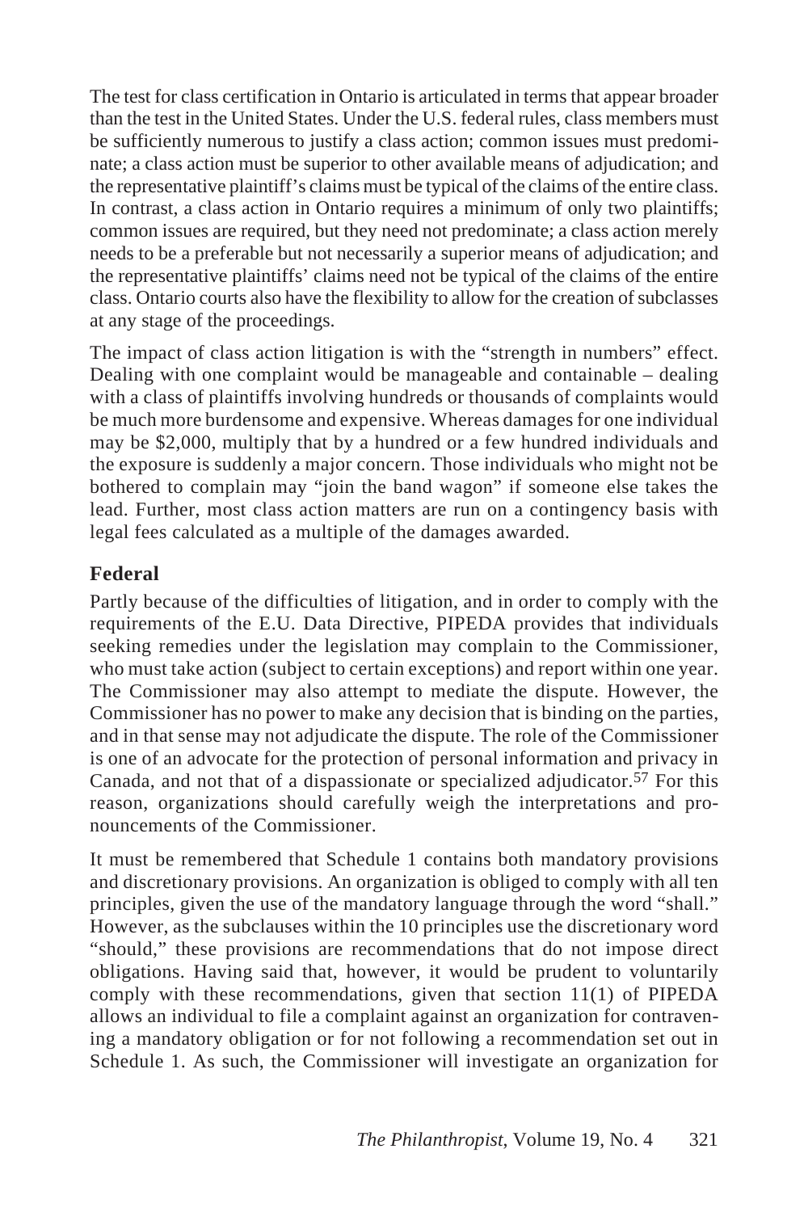The test for class certification in Ontario is articulated in terms that appear broader than the test in the United States. Under the U.S. federal rules, class members must be sufficiently numerous to justify a class action; common issues must predominate; a class action must be superior to other available means of adjudication; and the representative plaintiff's claims must be typical of the claims of the entire class. In contrast, a class action in Ontario requires a minimum of only two plaintiffs; common issues are required, but they need not predominate; a class action merely needs to be a preferable but not necessarily a superior means of adjudication; and the representative plaintiffs' claims need not be typical of the claims of the entire class. Ontario courts also have the flexibility to allow for the creation of subclasses at any stage of the proceedings.

The impact of class action litigation is with the "strength in numbers" effect. Dealing with one complaint would be manageable and containable – dealing with a class of plaintiffs involving hundreds or thousands of complaints would be much more burdensome and expensive. Whereas damages for one individual may be $2,000, multiply that by a hundred or a few hundred individuals and the exposure is suddenly a major concern. Those individuals who might not be bothered to complain may "join the band wagon" if someone else takes the lead. Further, most class action matters are run on a contingency basis with legal fees calculated as a multiple of the damages awarded.

### Federal

Partly because of the difficulties of litigation, and in order to comply with the requirements of the E.U. Data Directive, PIPEDA provides that individuals seeking remedies under the legislation may complain to the Commissioner, who must take action (subject to certain exceptions) and report within one year. The Commissioner may also attempt to mediate the dispute. However, the Commissioner has no power to make any decision that is binding on the parties, and in that sense may not adjudicate the dispute. The role of the Commissioner is one of an advocate for the protection of personal information and privacy in Canada, and not that of a dispassionate or specialized adjudicator.[57] For this reason, organizations should carefully weigh the interpretations and pronouncements of the Commissioner.

It must be remembered that Schedule 1 contains both mandatory provisions and discretionary provisions. An organization is obliged to comply with all ten principles, given the use of the mandatory language through the word "shall." However, as the subclauses within the 10 principles use the discretionary word "should," these provisions are recommendations that do not impose direct obligations. Having said that, however, it would be prudent to voluntarily comply with these recommendations, given that section 11(1) of PIPEDA allows an individual to file a complaint against an organization for contravening a mandatory obligation or for not following a recommendation set out in Schedule 1. As such, the Commissioner will investigate an organization for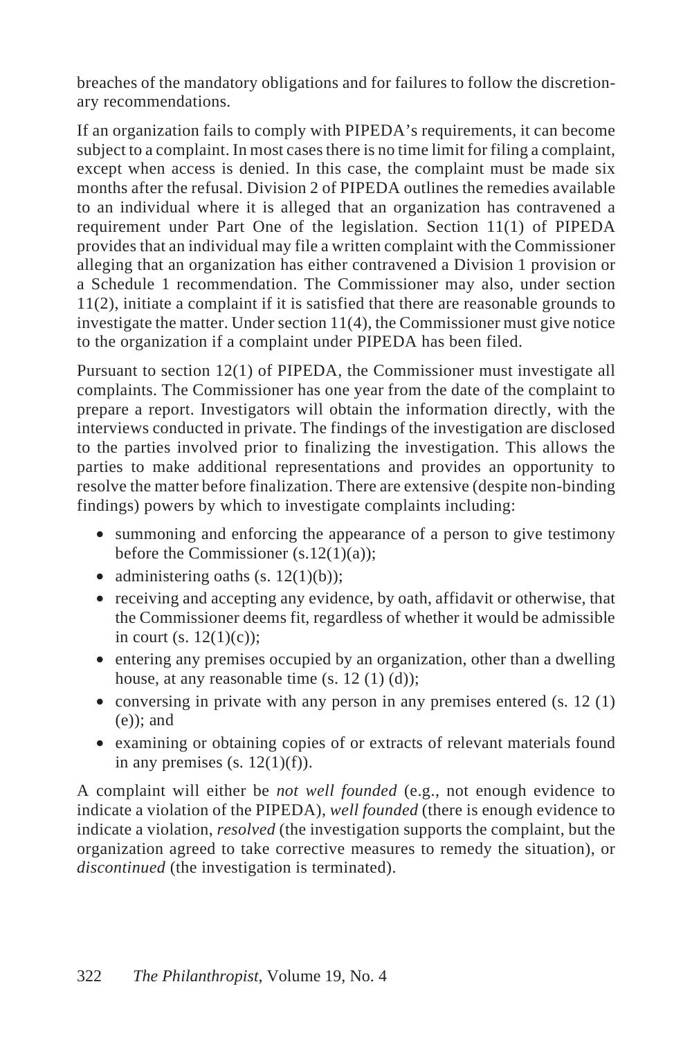breaches of the mandatory obligations and for failures to follow the discretionary recommendations.

If an organization fails to comply with PIPEDA's requirements, it can become subject to a complaint. In most cases there is no time limit for filing a complaint, except when access is denied. In this case, the complaint must be made six months after the refusal. Division 2 of PIPEDA outlines the remedies available to an individual where it is alleged that an organization has contravened a requirement under Part One of the legislation. Section 11(1) of PIPEDA provides that an individual may file a written complaint with the Commissioner alleging that an organization has either contravened a Division 1 provision or a Schedule 1 recommendation. The Commissioner may also, under section 11(2), initiate a complaint if it is satisfied that there are reasonable grounds to investigate the matter. Under section 11(4), the Commissioner must give notice to the organization if a complaint under PIPEDA has been filed.

Pursuant to section 12(1) of PIPEDA, the Commissioner must investigate all complaints. The Commissioner has one year from the date of the complaint to prepare a report. Investigators will obtain the information directly, with the interviews conducted in private. The findings of the investigation are disclosed to the parties involved prior to finalizing the investigation. This allows the parties to make additional representations and provides an opportunity to resolve the matter before finalization. There are extensive (despite non-binding findings) powers by which to investigate complaints including:

- summoning and enforcing the appearance of a person to give testimony before the Commissioner (s.12(1)(a));
- administering oaths (s. 12(1)(b));
- receiving and accepting any evidence, by oath, affidavit or otherwise, that the Commissioner deems fit, regardless of whether it would be admissible in court (s. 12(1)(c));
- entering any premises occupied by an organization, other than a dwelling house, at any reasonable time (s. 12 (1) (d));
- conversing in private with any person in any premises entered (s. 12 (1) (e)); and
- examining or obtaining copies of or extracts of relevant materials found in any premises (s. 12(1)(f)).

A complaint will either be *not well founded* (e.g., not enough evidence to indicate a violation of the PIPEDA), *well founded* (there is enough evidence to indicate a violation, *resolved* (the investigation supports the complaint, but the organization agreed to take corrective measures to remedy the situation), or *discontinued* (the investigation is terminated).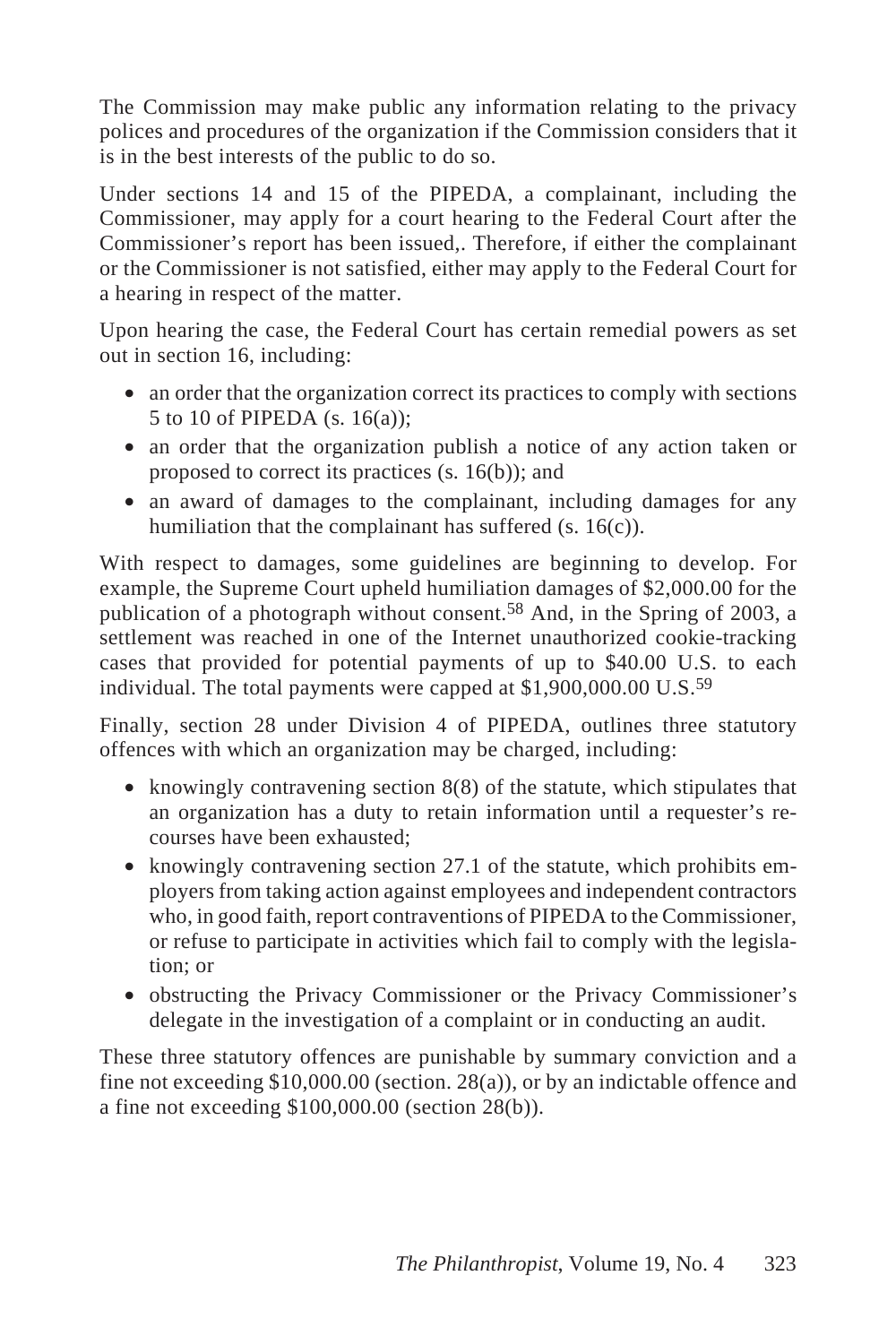The Commission may make public any information relating to the privacy polices and procedures of the organization if the Commission considers that it is in the best interests of the public to do so.

Under sections 14 and 15 of the PIPEDA, a complainant, including the Commissioner, may apply for a court hearing to the Federal Court after the Commissioner's report has been issued,. Therefore, if either the complainant or the Commissioner is not satisfied, either may apply to the Federal Court for a hearing in respect of the matter.

Upon hearing the case, the Federal Court has certain remedial powers as set out in section 16, including:

- an order that the organization correct its practices to comply with sections 5 to 10 of PIPEDA (s. 16(a));
- an order that the organization publish a notice of any action taken or proposed to correct its practices (s. 16(b)); and
- an award of damages to the complainant, including damages for any humiliation that the complainant has suffered (s. 16(c)).

With respect to damages, some guidelines are beginning to develop. For example, the Supreme Court upheld humiliation damages of $2,000.00 for the publication of a photograph without consent.[58] And, in the Spring of 2003, a settlement was reached in one of the Internet unauthorized cookie-tracking cases that provided for potential payments of up to $40.00 U.S. to each individual. The total payments were capped at $1,900,000.00 U.S.[59]

Finally, section 28 under Division 4 of PIPEDA, outlines three statutory offences with which an organization may be charged, including:

- knowingly contravening section 8(8) of the statute, which stipulates that an organization has a duty to retain information until a requester's recourses have been exhausted;
- knowingly contravening section 27.1 of the statute, which prohibits employers from taking action against employees and independent contractors who, in good faith, report contraventions of PIPEDA to the Commissioner, or refuse to participate in activities which fail to comply with the legislation; or
- obstructing the Privacy Commissioner or the Privacy Commissioner's delegate in the investigation of a complaint or in conducting an audit.

These three statutory offences are punishable by summary conviction and a fine not exceeding $10,000.00 (section. 28(a)), or by an indictable offence and a fine not exceeding $100,000.00 (section 28(b)).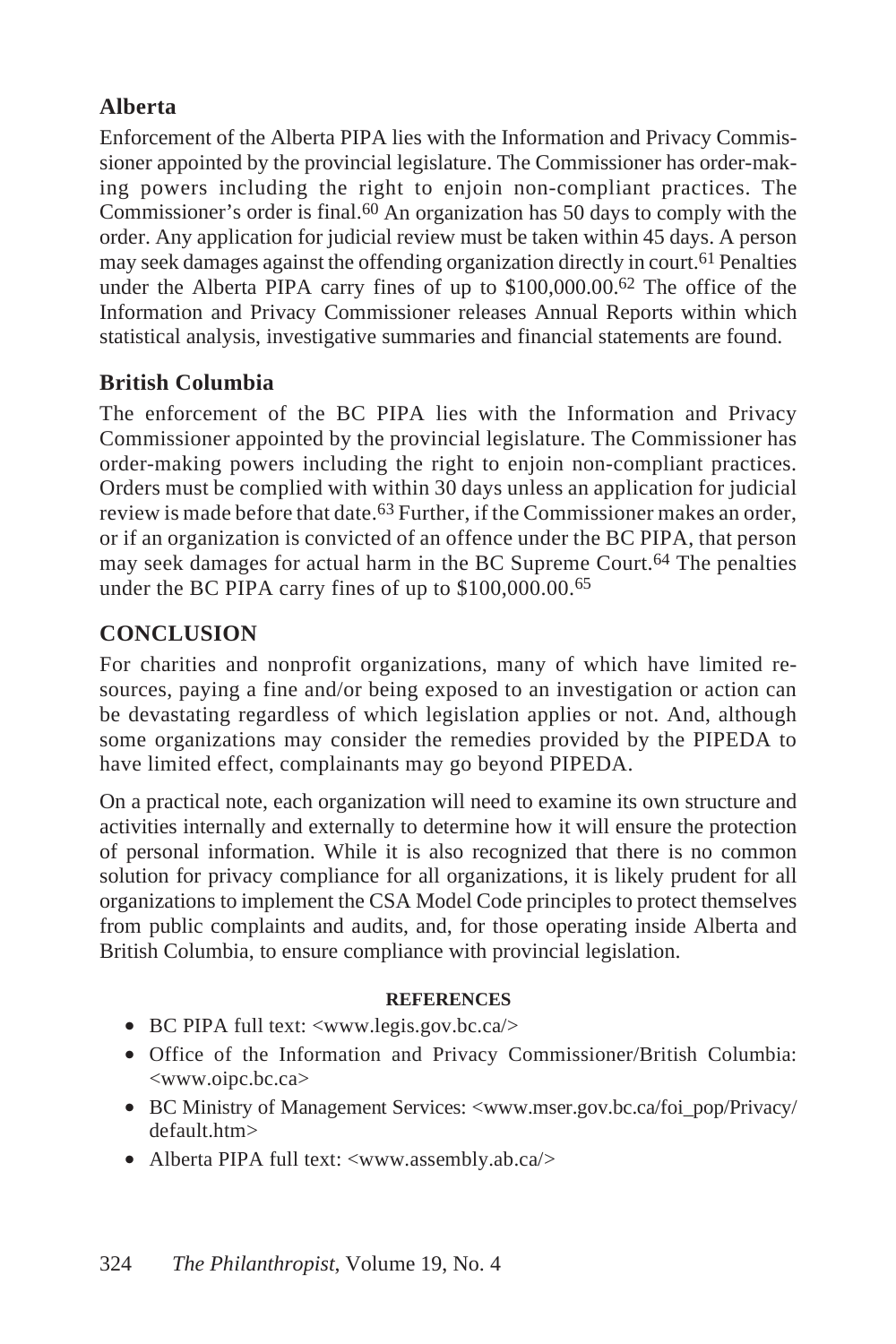## Alberta

Enforcement of the Alberta PIPA lies with the Information and Privacy Commissioner appointed by the provincial legislature. The Commissioner has order-making powers including the right to enjoin non-compliant practices. The Commissioner's order is final.[60] An organization has 50 days to comply with the order. Any application for judicial review must be taken within 45 days. A person may seek damages against the offending organization directly in court.[61] Penalties under the Alberta PIPA carry fines of up to $100,000.00.[62] The office of the Information and Privacy Commissioner releases Annual Reports within which statistical analysis, investigative summaries and financial statements are found.

## British Columbia

The enforcement of the BC PIPA lies with the Information and Privacy Commissioner appointed by the provincial legislature. The Commissioner has order-making powers including the right to enjoin non-compliant practices. Orders must be complied with within 30 days unless an application for judicial review is made before that date.[63] Further, if the Commissioner makes an order, or if an organization is convicted of an offence under the BC PIPA, that person may seek damages for actual harm in the BC Supreme Court.[64] The penalties under the BC PIPA carry fines of up to $100,000.00.[65]

## CONCLUSION

For charities and nonprofit organizations, many of which have limited resources, paying a fine and/or being exposed to an investigation or action can be devastating regardless of which legislation applies or not. And, although some organizations may consider the remedies provided by the PIPEDA to have limited effect, complainants may go beyond PIPEDA.

On a practical note, each organization will need to examine its own structure and activities internally and externally to determine how it will ensure the protection of personal information. While it is also recognized that there is no common solution for privacy compliance for all organizations, it is likely prudent for all organizations to implement the CSA Model Code principles to protect themselves from public complaints and audits, and, for those operating inside Alberta and British Columbia, to ensure compliance with provincial legislation.

### REFERENCES

- BC PIPA full text: <www.legis.gov.bc.ca/>
- Office of the Information and Privacy Commissioner/British Columbia: <www.oipc.bc.ca>
- BC Ministry of Management Services: <www.mser.gov.bc.ca/foi_pop/Privacy/default.htm>
- Alberta PIPA full text: <www.assembly.ab.ca/>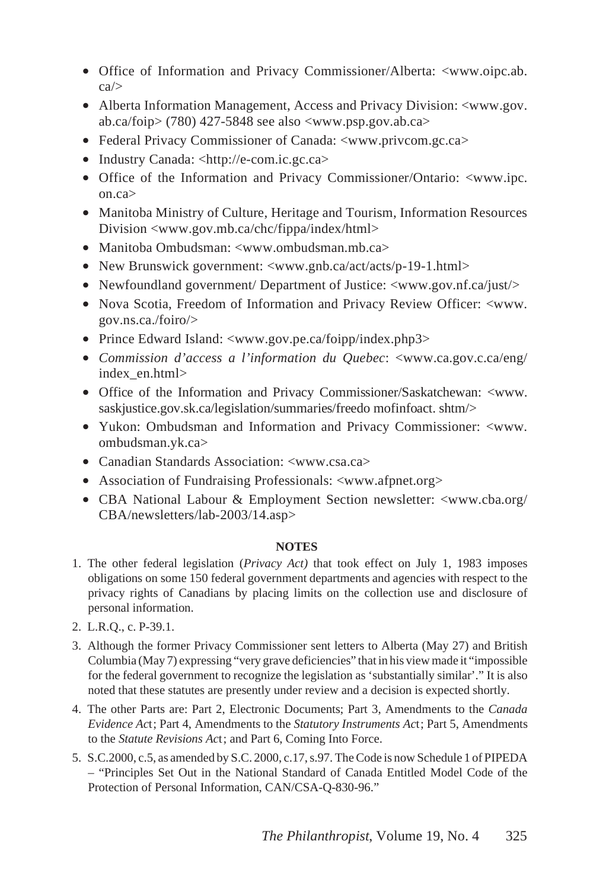- Office of Information and Privacy Commissioner/Alberta: <www.oipc.ab.ca/>
- Alberta Information Management, Access and Privacy Division: <www.gov.ab.ca/foip> (780) 427-5848 see also <www.psp.gov.ab.ca>
- Federal Privacy Commissioner of Canada: <www.privcom.gc.ca>
- Industry Canada: <http://e-com.ic.gc.ca>
- Office of the Information and Privacy Commissioner/Ontario: <www.ipc.on.ca>
- Manitoba Ministry of Culture, Heritage and Tourism, Information Resources Division <www.gov.mb.ca/chc/fippa/index/html>
- Manitoba Ombudsman: <www.ombudsman.mb.ca>
- New Brunswick government: <www.gnb.ca/act/acts/p-19-1.html>
- Newfoundland government/ Department of Justice: <www.gov.nf.ca/just/>
- Nova Scotia, Freedom of Information and Privacy Review Officer: <www.gov.ns.ca./foiro/>
- Prince Edward Island: <www.gov.pe.ca/foipp/index.php3>
- *Commission d'access a l'information du Quebec*: <www.ca.gov.c.ca/eng/index_en.html>
- Office of the Information and Privacy Commissioner/Saskatchewan: <www.saskjustice.gov.sk.ca/legislation/summaries/freedo mofinfoact. shtm/>
- Yukon: Ombudsman and Information and Privacy Commissioner: <www.ombudsman.yk.ca>
- Canadian Standards Association: <www.csa.ca>
- Association of Fundraising Professionals: <www.afpnet.org>
- CBA National Labour & Employment Section newsletter: <www.cba.org/CBA/newsletters/lab-2003/14.asp>

**NOTES**

1. The other federal legislation (*Privacy Act)* that took effect on July 1, 1983 imposes obligations on some 150 federal government departments and agencies with respect to the privacy rights of Canadians by placing limits on the collection use and disclosure of personal information.
2. L.R.Q., c. P-39.1.
3. Although the former Privacy Commissioner sent letters to Alberta (May 27) and British Columbia (May 7) expressing "very grave deficiencies" that in his view made it "impossible for the federal government to recognize the legislation as 'substantially similar'." It is also noted that these statutes are presently under review and a decision is expected shortly.
4. The other Parts are: Part 2, Electronic Documents; Part 3, Amendments to the *Canada Evidence Ac*t; Part 4, Amendments to the *Statutory Instruments Ac*t; Part 5, Amendments to the *Statute Revisions Ac*t; and Part 6, Coming Into Force.
5. S.C.2000, c.5, as amended by S.C. 2000, c.17, s.97. The Code is now Schedule 1 of PIPEDA – "Principles Set Out in the National Standard of Canada Entitled Model Code of the Protection of Personal Information, CAN/CSA-Q-830-96."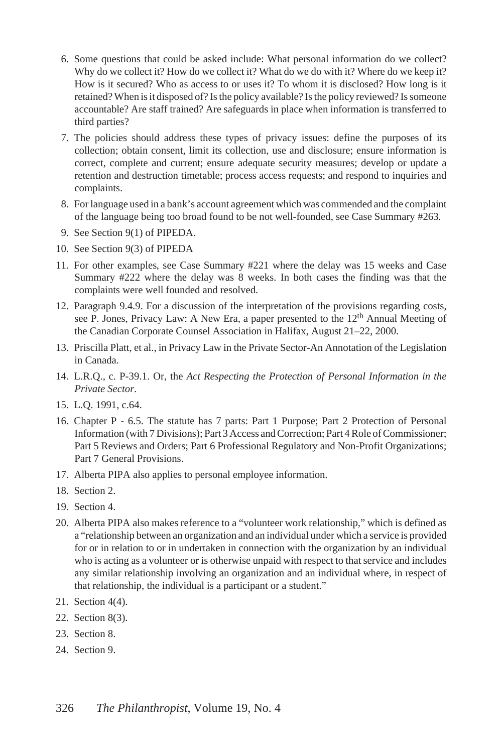6. Some questions that could be asked include: What personal information do we collect? Why do we collect it? How do we collect it? What do we do with it? Where do we keep it? How is it secured? Who as access to or uses it? To whom it is disclosed? How long is it retained? When is it disposed of? Is the policy available? Is the policy reviewed? Is someone accountable? Are staff trained? Are safeguards in place when information is transferred to third parties?
7. The policies should address these types of privacy issues: define the purposes of its collection; obtain consent, limit its collection, use and disclosure; ensure information is correct, complete and current; ensure adequate security measures; develop or update a retention and destruction timetable; process access requests; and respond to inquiries and complaints.
8. For language used in a bank's account agreement which was commended and the complaint of the language being too broad found to be not well-founded, see Case Summary #263.
9. See Section 9(1) of PIPEDA.
10. See Section 9(3) of PIPEDA
11. For other examples, see Case Summary #221 where the delay was 15 weeks and Case Summary #222 where the delay was 8 weeks. In both cases the finding was that the complaints were well founded and resolved.
12. Paragraph 9.4.9. For a discussion of the interpretation of the provisions regarding costs, see P. Jones, Privacy Law: A New Era, a paper presented to the 12th Annual Meeting of the Canadian Corporate Counsel Association in Halifax, August 21–22, 2000.
13. Priscilla Platt, et al., in Privacy Law in the Private Sector-An Annotation of the Legislation in Canada.
14. L.R.Q., c. P-39.1. Or, the *Act Respecting the Protection of Personal Information in the Private Sector.*
15. L.Q. 1991, c.64.
16. Chapter P - 6.5. The statute has 7 parts: Part 1 Purpose; Part 2 Protection of Personal Information (with 7 Divisions); Part 3 Access and Correction; Part 4 Role of Commissioner; Part 5 Reviews and Orders; Part 6 Professional Regulatory and Non-Profit Organizations; Part 7 General Provisions.
17. Alberta PIPA also applies to personal employee information.
18. Section 2.
19. Section 4.
20. Alberta PIPA also makes reference to a "volunteer work relationship," which is defined as a "relationship between an organization and an individual under which a service is provided for or in relation to or in undertaken in connection with the organization by an individual who is acting as a volunteer or is otherwise unpaid with respect to that service and includes any similar relationship involving an organization and an individual where, in respect of that relationship, the individual is a participant or a student."
21. Section 4(4).
22. Section 8(3).
23. Section 8.
24. Section 9.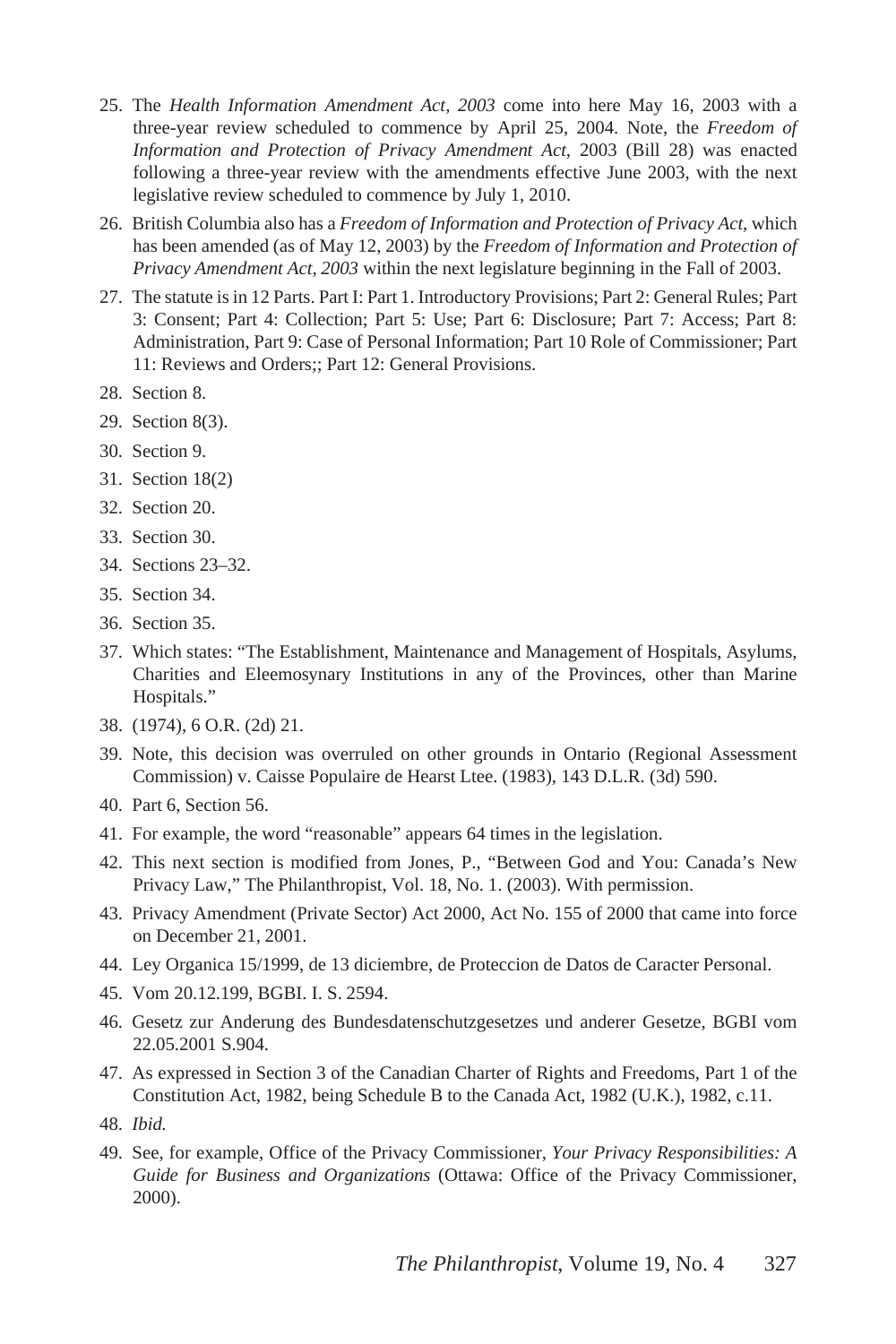25. The *Health Information Amendment Act, 2003* come into here May 16, 2003 with a three-year review scheduled to commence by April 25, 2004. Note, the *Freedom of Information and Protection of Privacy Amendment Act*, 2003 (Bill 28) was enacted following a three-year review with the amendments effective June 2003, with the next legislative review scheduled to commence by July 1, 2010.
26. British Columbia also has a *Freedom of Information and Protection of Privacy Act*, which has been amended (as of May 12, 2003) by the *Freedom of Information and Protection of Privacy Amendment Act, 2003* within the next legislature beginning in the Fall of 2003.
27. The statute is in 12 Parts. Part I: Part 1. Introductory Provisions; Part 2: General Rules; Part 3: Consent; Part 4: Collection; Part 5: Use; Part 6: Disclosure; Part 7: Access; Part 8: Administration, Part 9: Case of Personal Information; Part 10 Role of Commissioner; Part 11: Reviews and Orders;; Part 12: General Provisions.
28. Section 8.
29. Section 8(3).
30. Section 9.
31. Section 18(2)
32. Section 20.
33. Section 30.
34. Sections 23–32.
35. Section 34.
36. Section 35.
37. Which states: "The Establishment, Maintenance and Management of Hospitals, Asylums, Charities and Eleemosynary Institutions in any of the Provinces, other than Marine Hospitals."
38. (1974), 6 O.R. (2d) 21.
39. Note, this decision was overruled on other grounds in Ontario (Regional Assessment Commission) v. Caisse Populaire de Hearst Ltee. (1983), 143 D.L.R. (3d) 590.
40. Part 6, Section 56.
41. For example, the word "reasonable" appears 64 times in the legislation.
42. This next section is modified from Jones, P., "Between God and You: Canada's New Privacy Law," The Philanthropist, Vol. 18, No. 1. (2003). With permission.
43. Privacy Amendment (Private Sector) Act 2000, Act No. 155 of 2000 that came into force on December 21, 2001.
44. Ley Organica 15/1999, de 13 diciembre, de Proteccion de Datos de Caracter Personal.
45. Vom 20.12.199, BGBI. I. S. 2594.
46. Gesetz zur Anderung des Bundesdatenschutzgesetzes und anderer Gesetze, BGBI vom 22.05.2001 S.904.
47. As expressed in Section 3 of the Canadian Charter of Rights and Freedoms, Part 1 of the Constitution Act, 1982, being Schedule B to the Canada Act, 1982 (U.K.), 1982, c.11.
48. *Ibid.*
49. See, for example, Office of the Privacy Commissioner, *Your Privacy Responsibilities: A Guide for Business and Organizations* (Ottawa: Office of the Privacy Commissioner, 2000).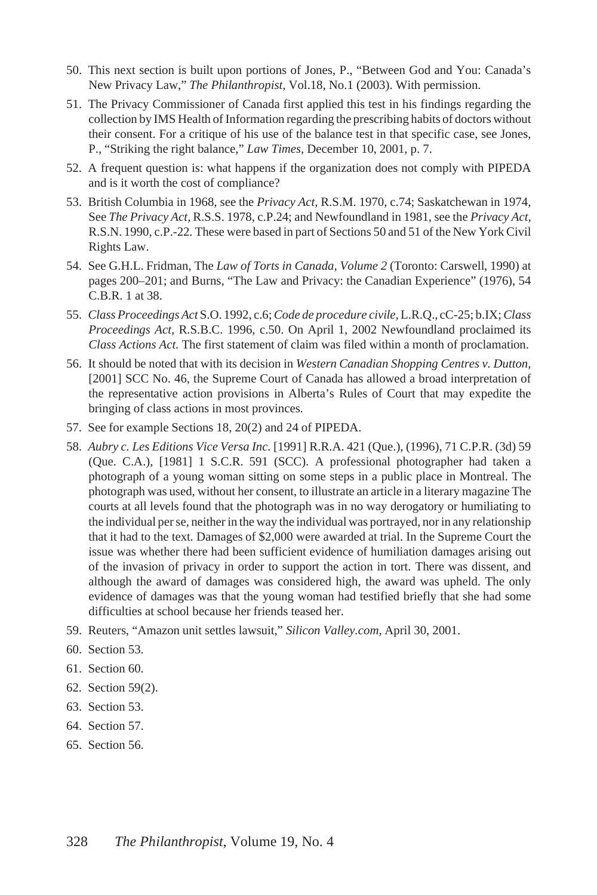50. This next section is built upon portions of Jones, P., "Between God and You: Canada's New Privacy Law," *The Philanthropist*, Vol.18, No.1 (2003). With permission.

51. The Privacy Commissioner of Canada first applied this test in his findings regarding the collection by IMS Health of Information regarding the prescribing habits of doctors without their consent. For a critique of his use of the balance test in that specific case, see Jones, P., "Striking the right balance," *Law Times*, December 10, 2001, p. 7.

52. A frequent question is: what happens if the organization does not comply with PIPEDA and is it worth the cost of compliance?

53. British Columbia in 1968, see the *Privacy Act*, R.S.M. 1970, c.74; Saskatchewan in 1974, See *The Privacy Act*, R.S.S. 1978, c.P.24; and Newfoundland in 1981, see the *Privacy Act*, R.S.N. 1990, c.P.-22. These were based in part of Sections 50 and 51 of the New York Civil Rights Law.

54. See G.H.L. Fridman, The *Law of Torts in Canada, Volume 2* (Toronto: Carswell, 1990) at pages 200–201; and Burns, "The Law and Privacy: the Canadian Experience" (1976), 54 C.B.R. 1 at 38.

55. *Class Proceedings Act* S.O. 1992, c.6; *Code de procedure civile*, L.R.Q., cC-25; b.IX; *Class Proceedings Act*, R.S.B.C. 1996, c.50. On April 1, 2002 Newfoundland proclaimed its *Class Actions Act*. The first statement of claim was filed within a month of proclamation.

56. It should be noted that with its decision in *Western Canadian Shopping Centres v. Dutton*, [2001] SCC No. 46, the Supreme Court of Canada has allowed a broad interpretation of the representative action provisions in Alberta's Rules of Court that may expedite the bringing of class actions in most provinces.

57. See for example Sections 18, 20(2) and 24 of PIPEDA.

58. *Aubry c. Les Editions Vice Versa Inc.* [1991] R.R.A. 421 (Que.), (1996), 71 C.P.R. (3d) 59 (Que. C.A.), [1981] 1 S.C.R. 591 (SCC). A professional photographer had taken a photograph of a young woman sitting on some steps in a public place in Montreal. The photograph was used, without her consent, to illustrate an article in a literary magazine The courts at all levels found that the photograph was in no way derogatory or humiliating to the individual per se, neither in the way the individual was portrayed, nor in any relationship that it had to the text. Damages of $2,000 were awarded at trial. In the Supreme Court the issue was whether there had been sufficient evidence of humiliation damages arising out of the invasion of privacy in order to support the action in tort. There was dissent, and although the award of damages was considered high, the award was upheld. The only evidence of damages was that the young woman had testified briefly that she had some difficulties at school because her friends teased her.

59. Reuters, "Amazon unit settles lawsuit," *Silicon Valley.com*, April 30, 2001.

60. Section 53.

61. Section 60.

62. Section 59(2).

63. Section 53.

64. Section 57.

65. Section 56.